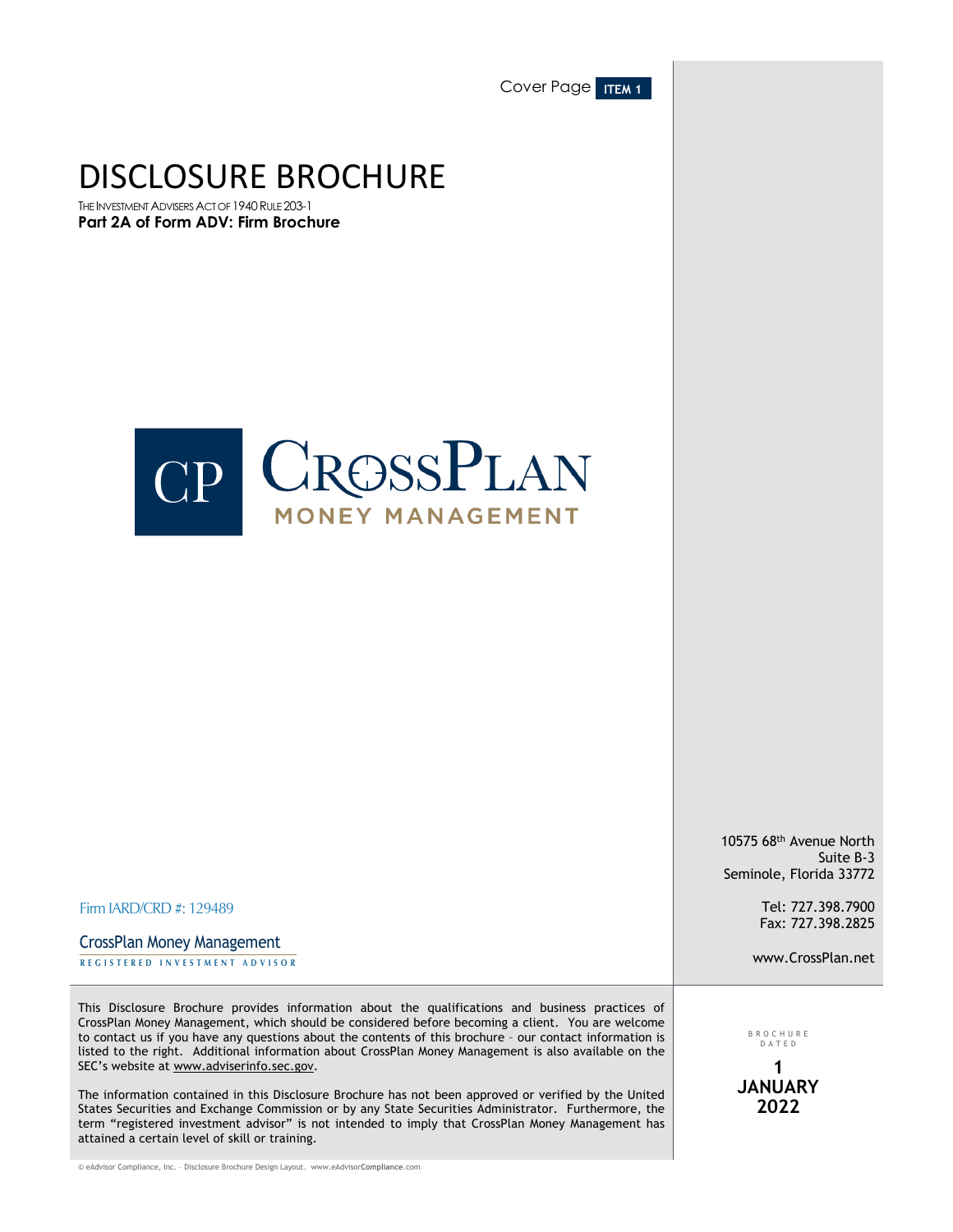Cover Page **ITEM 1**

# DISCLOSURE BROCHURE

THE INVESTMENT ADVISERS ACT OF 1940 RULE 203-1

**Part 2A of Form ADV: Firm Brochure**

CP CROSSPLAN MONEY MANAGEMENT

10575 68th Avenue North
Suite B-3
Seminole, Florida 33772

Tel: 727.398.7900
Fax: 727.398.2825

www.CrossPlan.net

Firm IARD/CRD #: 129489

CrossPlan Money Management
REGISTERED INVESTMENT ADVISOR

This Disclosure Brochure provides information about the qualifications and business practices of CrossPlan Money Management, which should be considered before becoming a client. You are welcome to contact us if you have any questions about the contents of this brochure – our contact information is listed to the right. Additional information about CrossPlan Money Management is also available on the SEC's website at www.adviserinfo.sec.gov.

The information contained in this Disclosure Brochure has not been approved or verified by the United States Securities and Exchange Commission or by any State Securities Administrator. Furthermore, the term "registered investment advisor" is not intended to imply that CrossPlan Money Management has attained a certain level of skill or training.

BROCHURE DATED

**1 JANUARY 2022**

© eAdvisor Compliance, Inc. - Disclosure Brochure Design Layout. www.eAdvisorCompliance.com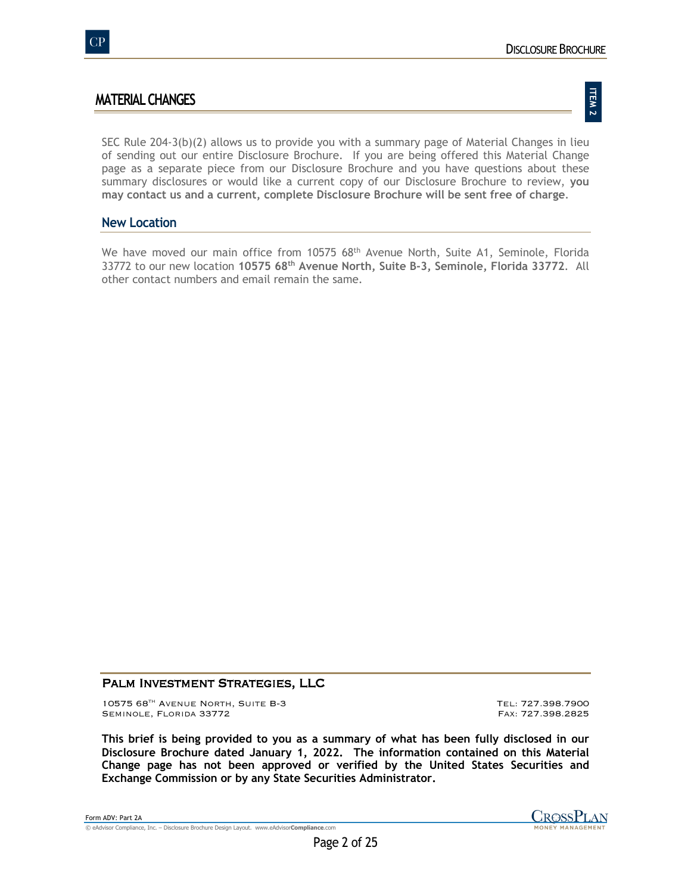# MATERIAL CHANGES

SEC Rule 204-3(b)(2) allows us to provide you with a summary page of Material Changes in lieu of sending out our entire Disclosure Brochure. If you are being offered this Material Change page as a separate piece from our Disclosure Brochure and you have questions about these summary disclosures or would like a current copy of our Disclosure Brochure to review, **you may contact us and a current, complete Disclosure Brochure will be sent free of charge**.

## New Location

We have moved our main office from 10575 68th Avenue North, Suite A1, Seminole, Florida 33772 to our new location **10575 68th Avenue North, Suite B-3, Seminole, Florida 33772**. All other contact numbers and email remain the same.

**PALM INVESTMENT STRATEGIES, LLC**

10575 68TH AVENUE NORTH, SUITE B-3
SEMINOLE, FLORIDA 33772

TEL: 727.398.7900
FAX: 727.398.2825

**This brief is being provided to you as a summary of what has been fully disclosed in our Disclosure Brochure dated January 1, 2022. The information contained on this Material Change page has not been approved or verified by the United States Securities and Exchange Commission or by any State Securities Administrator.**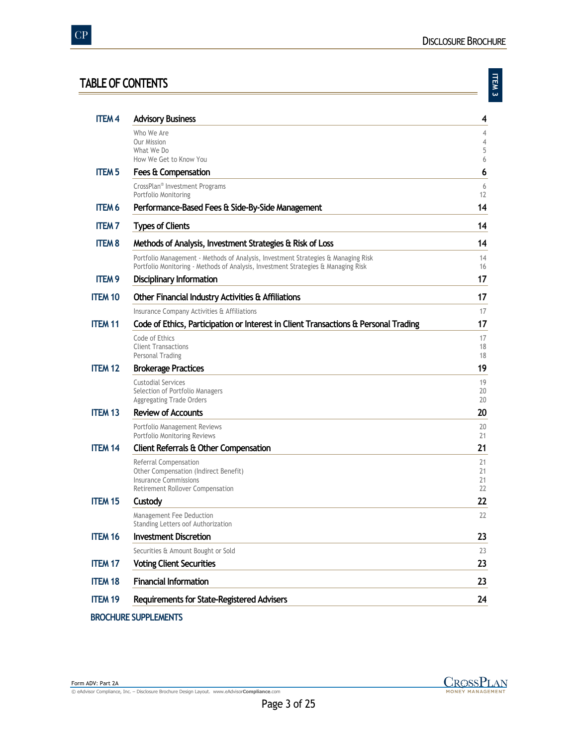# TABLE OF CONTENTS

| Item | Section | Page |
|---|---|---|
| **ITEM 4** | **Advisory Business** | **4** |
| | Who We Are | 4 |
| | Our Mission | 4 |
| | What We Do | 5 |
| | How We Get to Know You | 6 |
| **ITEM 5** | **Fees & Compensation** | **6** |
| | CrossPlan® Investment Programs | 6 |
| | Portfolio Monitoring | 12 |
| **ITEM 6** | **Performance-Based Fees & Side-By-Side Management** | **14** |
| **ITEM 7** | **Types of Clients** | **14** |
| **ITEM 8** | **Methods of Analysis, Investment Strategies & Risk of Loss** | **14** |
| | Portfolio Management - Methods of Analysis, Investment Strategies & Managing Risk | 14 |
| | Portfolio Monitoring - Methods of Analysis, Investment Strategies & Managing Risk | 16 |
| **ITEM 9** | **Disciplinary Information** | **17** |
| **ITEM 10** | **Other Financial Industry Activities & Affiliations** | **17** |
| | Insurance Company Activities & Affiliations | 17 |
| **ITEM 11** | **Code of Ethics, Participation or Interest in Client Transactions & Personal Trading** | **17** |
| | Code of Ethics | 17 |
| | Client Transactions | 18 |
| | Personal Trading | 18 |
| **ITEM 12** | **Brokerage Practices** | **19** |
| | Custodial Services | 19 |
| | Selection of Portfolio Managers | 20 |
| | Aggregating Trade Orders | 20 |
| **ITEM 13** | **Review of Accounts** | **20** |
| | Portfolio Management Reviews | 20 |
| | Portfolio Monitoring Reviews | 21 |
| **ITEM 14** | **Client Referrals & Other Compensation** | **21** |
| | Referral Compensation | 21 |
| | Other Compensation (Indirect Benefit) | 21 |
| | Insurance Commissions | 21 |
| | Retirement Rollover Compensation | 22 |
| **ITEM 15** | **Custody** | **22** |
| | Management Fee Deduction | 22 |
| | Standing Letters oof Authorization | |
| **ITEM 16** | **Investment Discretion** | **23** |
| | Securities & Amount Bought or Sold | 23 |
| **ITEM 17** | **Voting Client Securities** | **23** |
| **ITEM 18** | **Financial Information** | **23** |
| **ITEM 19** | **Requirements for State-Registered Advisers** | **24** |

**BROCHURE SUPPLEMENTS**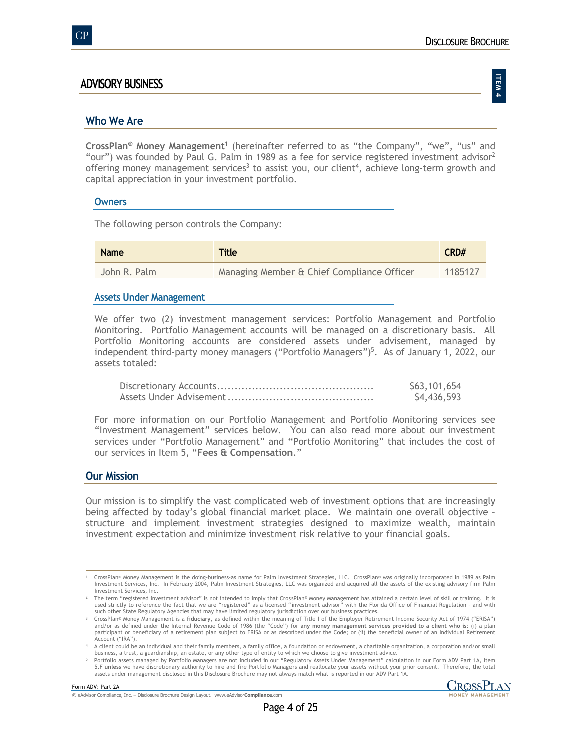# ADVISORY BUSINESS

## Who We Are

**CrossPlan® Money Management**[1] (hereinafter referred to as "the Company", "we", "us" and "our") was founded by Paul G. Palm in 1989 as a fee for service registered investment advisor[2] offering money management services[3] to assist you, our client[4], achieve long-term growth and capital appreciation in your investment portfolio.

### Owners

The following person controls the Company:

| Name | Title | CRD# |
|---|---|---|
| John R. Palm | Managing Member & Chief Compliance Officer | 1185127 |

### Assets Under Management

We offer two (2) investment management services: Portfolio Management and Portfolio Monitoring. Portfolio Management accounts will be managed on a discretionary basis. All Portfolio Monitoring accounts are considered assets under advisement, managed by independent third-party money managers ("Portfolio Managers")[5]. As of January 1, 2022, our assets totaled:

| | |
|---|---|
| Discretionary Accounts | $63,101,654 |
| Assets Under Advisement | $4,436,593 |

For more information on our Portfolio Management and Portfolio Monitoring services see "Investment Management" services below. You can also read more about our investment services under "Portfolio Management" and "Portfolio Monitoring" that includes the cost of our services in Item 5, "**Fees & Compensation**."

## Our Mission

Our mission is to simplify the vast complicated web of investment options that are increasingly being affected by today's global financial market place. We maintain one overall objective – structure and implement investment strategies designed to maximize wealth, maintain investment expectation and minimize investment risk relative to your financial goals.

---

[1] CrossPlan® Money Management is the doing-business-as name for Palm Investment Strategies, LLC. CrossPlan® was originally incorporated in 1989 as Palm Investment Services, Inc. In February 2004, Palm Investment Strategies, LLC was organized and acquired all the assets of the existing advisory firm Palm Investment Services, Inc.

[2] The term "registered investment advisor" is not intended to imply that CrossPlan® Money Management has attained a certain level of skill or training. It is used strictly to reference the fact that we are "registered" as a licensed "investment advisor" with the Florida Office of Financial Regulation – and with such other State Regulatory Agencies that may have limited regulatory jurisdiction over our business practices.

[3] CrossPlan® Money Management is a **fiduciary**, as defined within the meaning of Title I of the Employer Retirement Income Security Act of 1974 ("ERISA") and/or as defined under the Internal Revenue Code of 1986 (the "Code") for **any money management services provided to a client who is**: (i) a plan participant or beneficiary of a retirement plan subject to ERISA or as described under the Code; or (ii) the beneficial owner of an Individual Retirement Account ("IRA").

[4] A client could be an individual and their family members, a family office, a foundation or endowment, a charitable organization, a corporation and/or small business, a trust, a guardianship, an estate, or any other type of entity to which we choose to give investment advice.

[5] Portfolio assets managed by Portfolio Managers are not included in our "Regulatory Assets Under Management" calculation in our Form ADV Part 1A, Item 5.F **unless** we have discretionary authority to hire and fire Portfolio Managers and reallocate your assets without your prior consent. Therefore, the total assets under management disclosed in this Disclosure Brochure may not always match what is reported in our ADV Part 1A.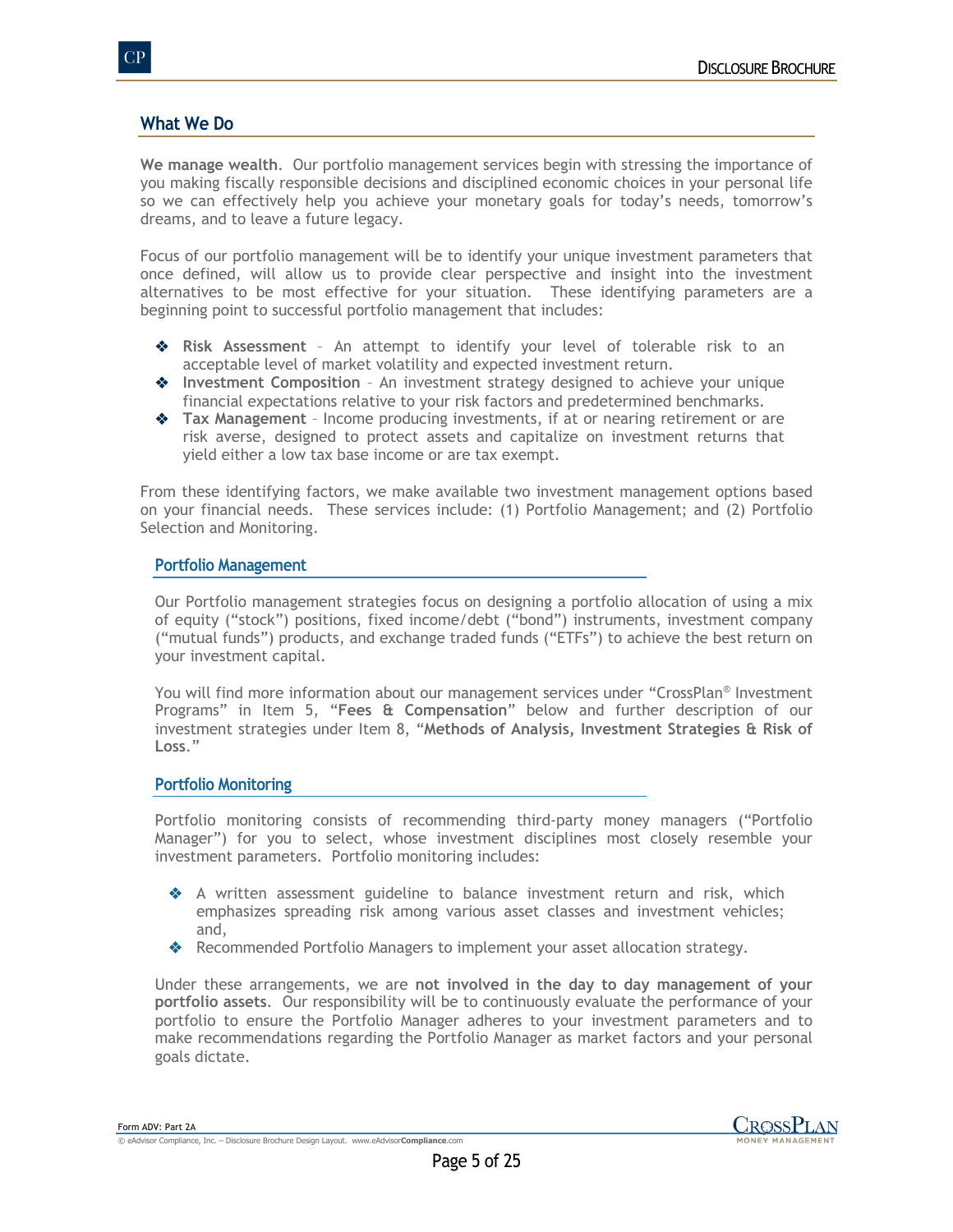## What We Do

**We manage wealth**. Our portfolio management services begin with stressing the importance of you making fiscally responsible decisions and disciplined economic choices in your personal life so we can effectively help you achieve your monetary goals for today's needs, tomorrow's dreams, and to leave a future legacy.

Focus of our portfolio management will be to identify your unique investment parameters that once defined, will allow us to provide clear perspective and insight into the investment alternatives to be most effective for your situation. These identifying parameters are a beginning point to successful portfolio management that includes:

- **Risk Assessment** – An attempt to identify your level of tolerable risk to an acceptable level of market volatility and expected investment return.
- **Investment Composition** – An investment strategy designed to achieve your unique financial expectations relative to your risk factors and predetermined benchmarks.
- **Tax Management** – Income producing investments, if at or nearing retirement or are risk averse, designed to protect assets and capitalize on investment returns that yield either a low tax base income or are tax exempt.

From these identifying factors, we make available two investment management options based on your financial needs. These services include: (1) Portfolio Management; and (2) Portfolio Selection and Monitoring.

### Portfolio Management

Our Portfolio management strategies focus on designing a portfolio allocation of using a mix of equity ("stock") positions, fixed income/debt ("bond") instruments, investment company ("mutual funds") products, and exchange traded funds ("ETFs") to achieve the best return on your investment capital.

You will find more information about our management services under "CrossPlan® Investment Programs" in Item 5, "**Fees & Compensation**" below and further description of our investment strategies under Item 8, "**Methods of Analysis, Investment Strategies & Risk of Loss**."

### Portfolio Monitoring

Portfolio monitoring consists of recommending third-party money managers ("Portfolio Manager") for you to select, whose investment disciplines most closely resemble your investment parameters. Portfolio monitoring includes:

- A written assessment guideline to balance investment return and risk, which emphasizes spreading risk among various asset classes and investment vehicles; and,
- Recommended Portfolio Managers to implement your asset allocation strategy.

Under these arrangements, we are **not involved in the day to day management of your portfolio assets**. Our responsibility will be to continuously evaluate the performance of your portfolio to ensure the Portfolio Manager adheres to your investment parameters and to make recommendations regarding the Portfolio Manager as market factors and your personal goals dictate.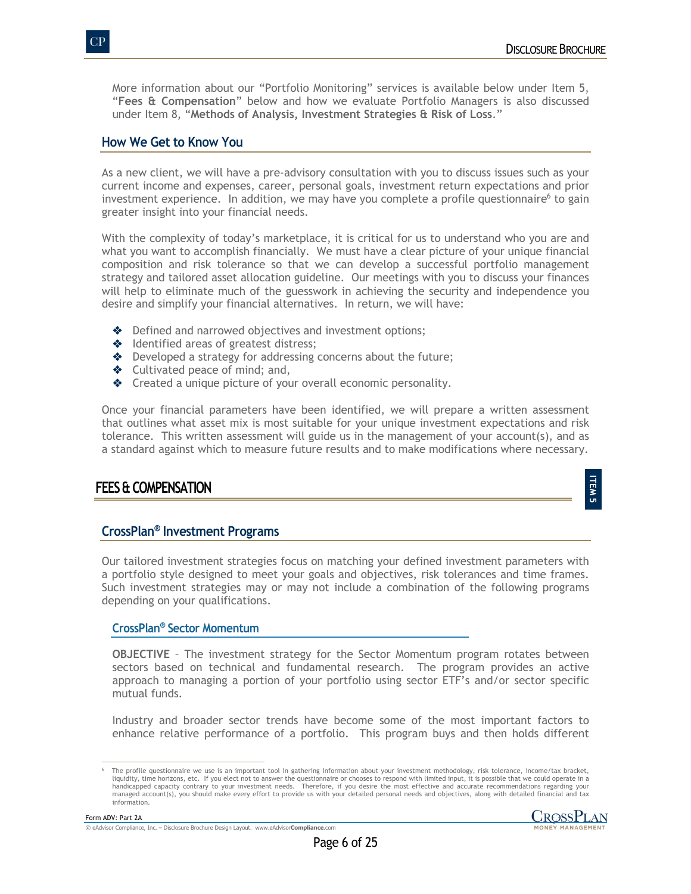More information about our "Portfolio Monitoring" services is available below under Item 5, "**Fees & Compensation**" below and how we evaluate Portfolio Managers is also discussed under Item 8, "**Methods of Analysis, Investment Strategies & Risk of Loss**."

## How We Get to Know You

As a new client, we will have a pre-advisory consultation with you to discuss issues such as your current income and expenses, career, personal goals, investment return expectations and prior investment experience. In addition, we may have you complete a profile questionnaire[6] to gain greater insight into your financial needs.

With the complexity of today's marketplace, it is critical for us to understand who you are and what you want to accomplish financially. We must have a clear picture of your unique financial composition and risk tolerance so that we can develop a successful portfolio management strategy and tailored asset allocation guideline. Our meetings with you to discuss your finances will help to eliminate much of the guesswork in achieving the security and independence you desire and simplify your financial alternatives. In return, we will have:

- Defined and narrowed objectives and investment options;
- Identified areas of greatest distress;
- Developed a strategy for addressing concerns about the future;
- Cultivated peace of mind; and,
- Created a unique picture of your overall economic personality.

Once your financial parameters have been identified, we will prepare a written assessment that outlines what asset mix is most suitable for your unique investment expectations and risk tolerance. This written assessment will guide us in the management of your account(s), and as a standard against which to measure future results and to make modifications where necessary.

# FEES & COMPENSATION

ITEM 5

## CrossPlan® Investment Programs

Our tailored investment strategies focus on matching your defined investment parameters with a portfolio style designed to meet your goals and objectives, risk tolerances and time frames. Such investment strategies may or may not include a combination of the following programs depending on your qualifications.

### CrossPlan® Sector Momentum

**OBJECTIVE** – The investment strategy for the Sector Momentum program rotates between sectors based on technical and fundamental research. The program provides an active approach to managing a portion of your portfolio using sector ETF's and/or sector specific mutual funds.

Industry and broader sector trends have become some of the most important factors to enhance relative performance of a portfolio. This program buys and then holds different

[6] The profile questionnaire we use is an important tool in gathering information about your investment methodology, risk tolerance, income/tax bracket, liquidity, time horizons, etc. If you elect not to answer the questionnaire or chooses to respond with limited input, it is possible that we could operate in a handicapped capacity contrary to your investment needs. Therefore, if you desire the most effective and accurate recommendations regarding your managed account(s), you should make every effort to provide us with your detailed personal needs and objectives, along with detailed financial and tax information.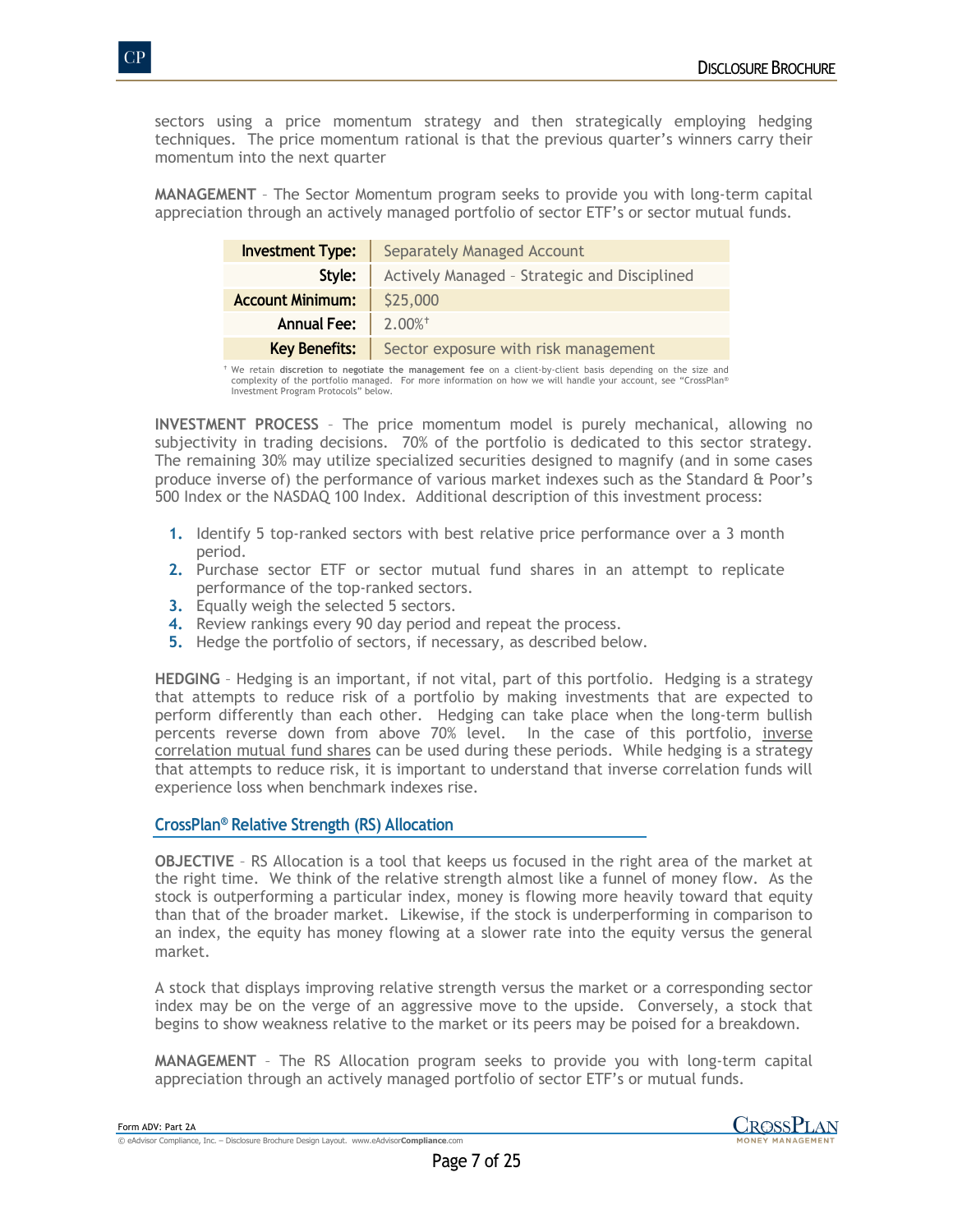sectors using a price momentum strategy and then strategically employing hedging techniques. The price momentum rational is that the previous quarter's winners carry their momentum into the next quarter

**MANAGEMENT** – The Sector Momentum program seeks to provide you with long-term capital appreciation through an actively managed portfolio of sector ETF's or sector mutual funds.

| | |
|---|---|
| **Investment Type:** | Separately Managed Account |
| **Style:** | Actively Managed – Strategic and Disciplined |
| **Account Minimum:** | $25,000 |
| **Annual Fee:** | 2.00%† |
| **Key Benefits:** | Sector exposure with risk management |

† We retain **discretion to negotiate the management fee** on a client-by-client basis depending on the size and complexity of the portfolio managed. For more information on how we will handle your account, see "CrossPlan® Investment Program Protocols" below.

**INVESTMENT PROCESS** – The price momentum model is purely mechanical, allowing no subjectivity in trading decisions. 70% of the portfolio is dedicated to this sector strategy. The remaining 30% may utilize specialized securities designed to magnify (and in some cases produce inverse of) the performance of various market indexes such as the Standard & Poor's 500 Index or the NASDAQ 100 Index. Additional description of this investment process:

1. Identify 5 top-ranked sectors with best relative price performance over a 3 month period.
2. Purchase sector ETF or sector mutual fund shares in an attempt to replicate performance of the top-ranked sectors.
3. Equally weigh the selected 5 sectors.
4. Review rankings every 90 day period and repeat the process.
5. Hedge the portfolio of sectors, if necessary, as described below.

**HEDGING** – Hedging is an important, if not vital, part of this portfolio. Hedging is a strategy that attempts to reduce risk of a portfolio by making investments that are expected to perform differently than each other. Hedging can take place when the long-term bullish percents reverse down from above 70% level. In the case of this portfolio, inverse correlation mutual fund shares can be used during these periods. While hedging is a strategy that attempts to reduce risk, it is important to understand that inverse correlation funds will experience loss when benchmark indexes rise.

## CrossPlan® Relative Strength (RS) Allocation

**OBJECTIVE** – RS Allocation is a tool that keeps us focused in the right area of the market at the right time. We think of the relative strength almost like a funnel of money flow. As the stock is outperforming a particular index, money is flowing more heavily toward that equity than that of the broader market. Likewise, if the stock is underperforming in comparison to an index, the equity has money flowing at a slower rate into the equity versus the general market.

A stock that displays improving relative strength versus the market or a corresponding sector index may be on the verge of an aggressive move to the upside. Conversely, a stock that begins to show weakness relative to the market or its peers may be poised for a breakdown.

**MANAGEMENT** – The RS Allocation program seeks to provide you with long-term capital appreciation through an actively managed portfolio of sector ETF's or mutual funds.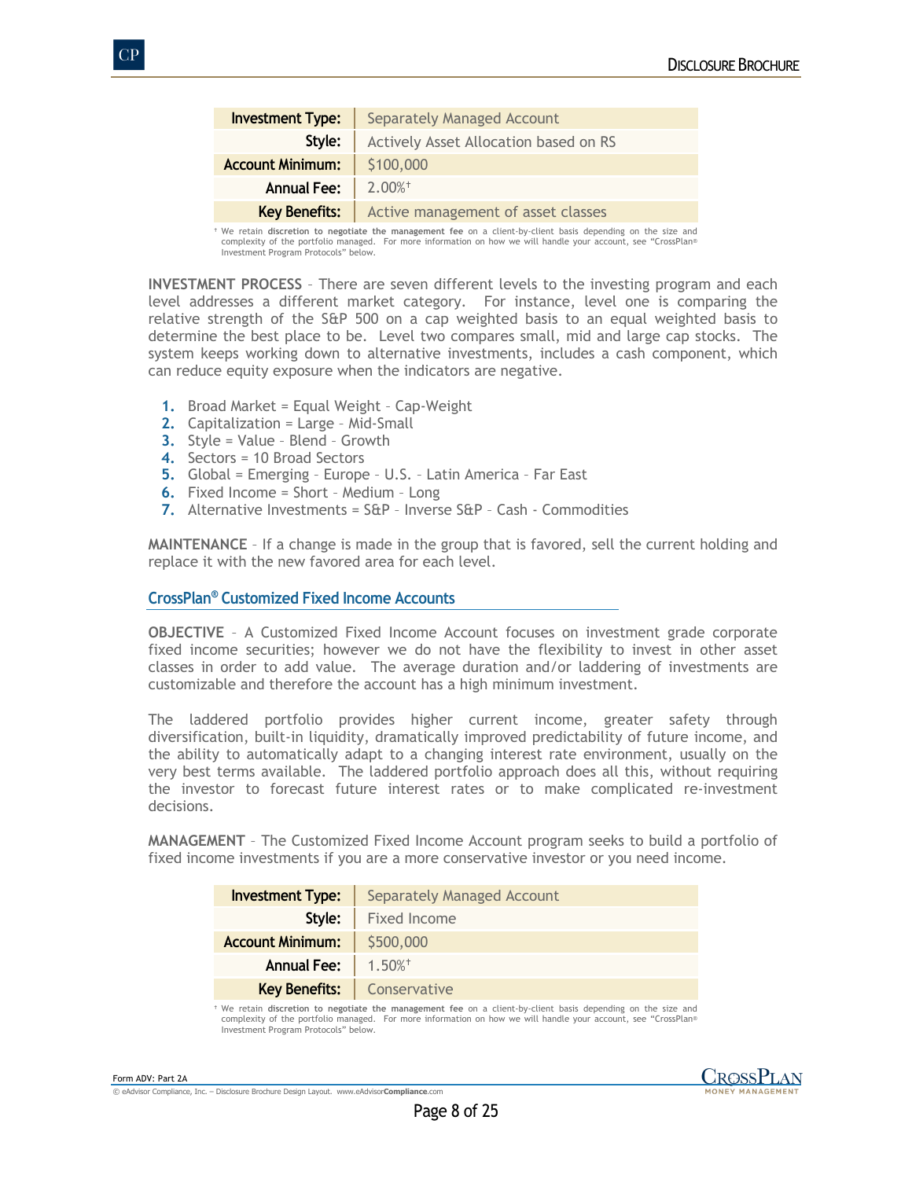| Investment Type: | Separately Managed Account |
| ---: | --- |
| Style: | Actively Asset Allocation based on RS |
| Account Minimum: | $100,000 |
| Annual Fee: | 2.00%† |
| Key Benefits: | Active management of asset classes |

† We retain **discretion to negotiate the management fee** on a client-by-client basis depending on the size and complexity of the portfolio managed. For more information on how we will handle your account, see "CrossPlan® Investment Program Protocols" below.

**INVESTMENT PROCESS** – There are seven different levels to the investing program and each level addresses a different market category. For instance, level one is comparing the relative strength of the S&P 500 on a cap weighted basis to an equal weighted basis to determine the best place to be. Level two compares small, mid and large cap stocks. The system keeps working down to alternative investments, includes a cash component, which can reduce equity exposure when the indicators are negative.

1. Broad Market = Equal Weight – Cap-Weight
2. Capitalization = Large – Mid-Small
3. Style = Value – Blend – Growth
4. Sectors = 10 Broad Sectors
5. Global = Emerging – Europe – U.S. – Latin America – Far East
6. Fixed Income = Short – Medium – Long
7. Alternative Investments = S&P – Inverse S&P – Cash - Commodities

**MAINTENANCE** – If a change is made in the group that is favored, sell the current holding and replace it with the new favored area for each level.

## CrossPlan® Customized Fixed Income Accounts

**OBJECTIVE** – A Customized Fixed Income Account focuses on investment grade corporate fixed income securities; however we do not have the flexibility to invest in other asset classes in order to add value. The average duration and/or laddering of investments are customizable and therefore the account has a high minimum investment.

The laddered portfolio provides higher current income, greater safety through diversification, built-in liquidity, dramatically improved predictability of future income, and the ability to automatically adapt to a changing interest rate environment, usually on the very best terms available. The laddered portfolio approach does all this, without requiring the investor to forecast future interest rates or to make complicated re-investment decisions.

**MANAGEMENT** – The Customized Fixed Income Account program seeks to build a portfolio of fixed income investments if you are a more conservative investor or you need income.

| Investment Type: | Separately Managed Account |
| ---: | --- |
| Style: | Fixed Income |
| Account Minimum: | $500,000 |
| Annual Fee: | 1.50%† |
| Key Benefits: | Conservative |

† We retain **discretion to negotiate the management fee** on a client-by-client basis depending on the size and complexity of the portfolio managed. For more information on how we will handle your account, see "CrossPlan® Investment Program Protocols" below.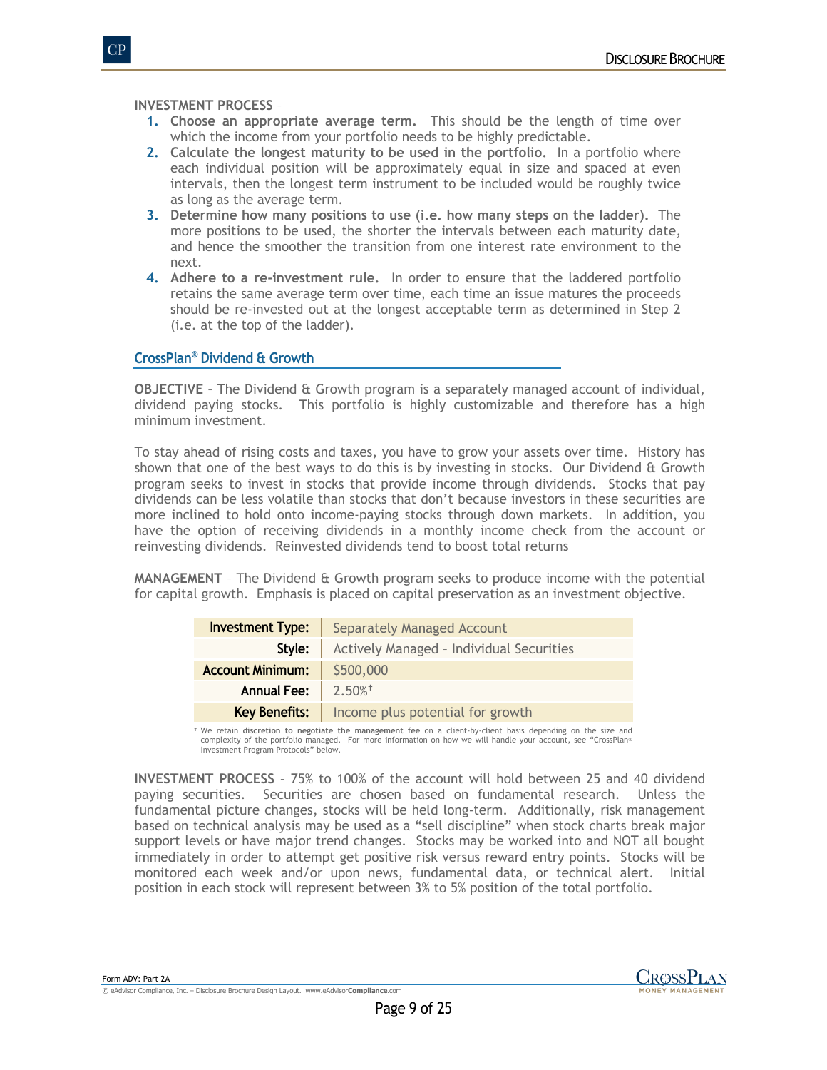**INVESTMENT PROCESS** –

1. **Choose an appropriate average term.** This should be the length of time over which the income from your portfolio needs to be highly predictable.
2. **Calculate the longest maturity to be used in the portfolio.** In a portfolio where each individual position will be approximately equal in size and spaced at even intervals, then the longest term instrument to be included would be roughly twice as long as the average term.
3. **Determine how many positions to use (i.e. how many steps on the ladder).** The more positions to be used, the shorter the intervals between each maturity date, and hence the smoother the transition from one interest rate environment to the next.
4. **Adhere to a re-investment rule.** In order to ensure that the laddered portfolio retains the same average term over time, each time an issue matures the proceeds should be re-invested out at the longest acceptable term as determined in Step 2 (i.e. at the top of the ladder).

## CrossPlan® Dividend & Growth

**OBJECTIVE** – The Dividend & Growth program is a separately managed account of individual, dividend paying stocks. This portfolio is highly customizable and therefore has a high minimum investment.

To stay ahead of rising costs and taxes, you have to grow your assets over time. History has shown that one of the best ways to do this is by investing in stocks. Our Dividend & Growth program seeks to invest in stocks that provide income through dividends. Stocks that pay dividends can be less volatile than stocks that don't because investors in these securities are more inclined to hold onto income-paying stocks through down markets. In addition, you have the option of receiving dividends in a monthly income check from the account or reinvesting dividends. Reinvested dividends tend to boost total returns

**MANAGEMENT** – The Dividend & Growth program seeks to produce income with the potential for capital growth. Emphasis is placed on capital preservation as an investment objective.

| | |
|---|---|
| **Investment Type:** | Separately Managed Account |
| **Style:** | Actively Managed – Individual Securities |
| **Account Minimum:** | $500,000 |
| **Annual Fee:** | 2.50%† |
| **Key Benefits:** | Income plus potential for growth |

† We retain **discretion to negotiate the management fee** on a client-by-client basis depending on the size and complexity of the portfolio managed. For more information on how we will handle your account, see "CrossPlan® Investment Program Protocols" below.

**INVESTMENT PROCESS** – 75% to 100% of the account will hold between 25 and 40 dividend paying securities. Securities are chosen based on fundamental research. Unless the fundamental picture changes, stocks will be held long-term. Additionally, risk management based on technical analysis may be used as a "sell discipline" when stock charts break major support levels or have major trend changes. Stocks may be worked into and NOT all bought immediately in order to attempt get positive risk versus reward entry points. Stocks will be monitored each week and/or upon news, fundamental data, or technical alert. Initial position in each stock will represent between 3% to 5% position of the total portfolio.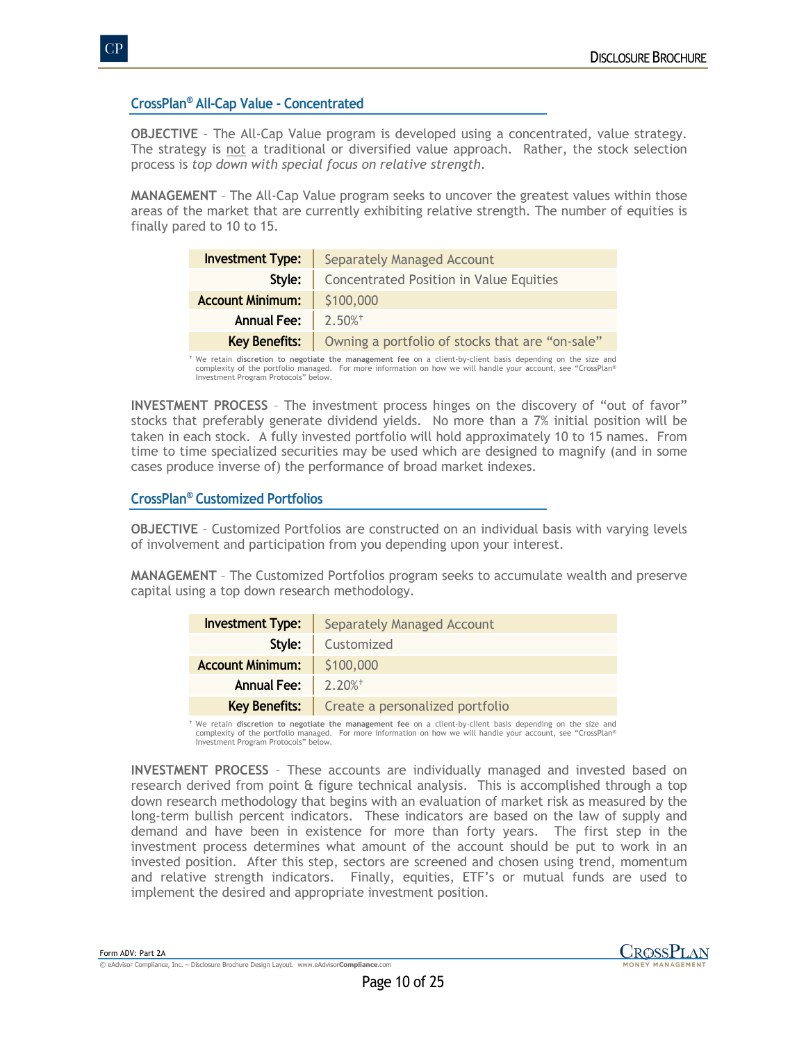## CrossPlan® All-Cap Value - Concentrated

**OBJECTIVE** – The All-Cap Value program is developed using a concentrated, value strategy. The strategy is <u>not</u> a traditional or diversified value approach. Rather, the stock selection process is *top down with special focus on relative strength*.

**MANAGEMENT** – The All-Cap Value program seeks to uncover the greatest values within those areas of the market that are currently exhibiting relative strength. The number of equities is finally pared to 10 to 15.

| | |
|---|---|
| **Investment Type:** | Separately Managed Account |
| **Style:** | Concentrated Position in Value Equities |
| **Account Minimum:** | $100,000 |
| **Annual Fee:** | 2.50%† |
| **Key Benefits:** | Owning a portfolio of stocks that are "on-sale" |

† We retain **discretion to negotiate the management fee** on a client-by-client basis depending on the size and complexity of the portfolio managed. For more information on how we will handle your account, see "CrossPlan® Investment Program Protocols" below.

**INVESTMENT PROCESS** – The investment process hinges on the discovery of "out of favor" stocks that preferably generate dividend yields. No more than a 7% initial position will be taken in each stock. A fully invested portfolio will hold approximately 10 to 15 names. From time to time specialized securities may be used which are designed to magnify (and in some cases produce inverse of) the performance of broad market indexes.

## CrossPlan® Customized Portfolios

**OBJECTIVE** – Customized Portfolios are constructed on an individual basis with varying levels of involvement and participation from you depending upon your interest.

**MANAGEMENT** – The Customized Portfolios program seeks to accumulate wealth and preserve capital using a top down research methodology.

| | |
|---|---|
| **Investment Type:** | Separately Managed Account |
| **Style:** | Customized |
| **Account Minimum:** | $100,000 |
| **Annual Fee:** | 2.20%† |
| **Key Benefits:** | Create a personalized portfolio |

† We retain **discretion to negotiate the management fee** on a client-by-client basis depending on the size and complexity of the portfolio managed. For more information on how we will handle your account, see "CrossPlan® Investment Program Protocols" below.

**INVESTMENT PROCESS** – These accounts are individually managed and invested based on research derived from point & figure technical analysis. This is accomplished through a top down research methodology that begins with an evaluation of market risk as measured by the long-term bullish percent indicators. These indicators are based on the law of supply and demand and have been in existence for more than forty years. The first step in the investment process determines what amount of the account should be put to work in an invested position. After this step, sectors are screened and chosen using trend, momentum and relative strength indicators. Finally, equities, ETF's or mutual funds are used to implement the desired and appropriate investment position.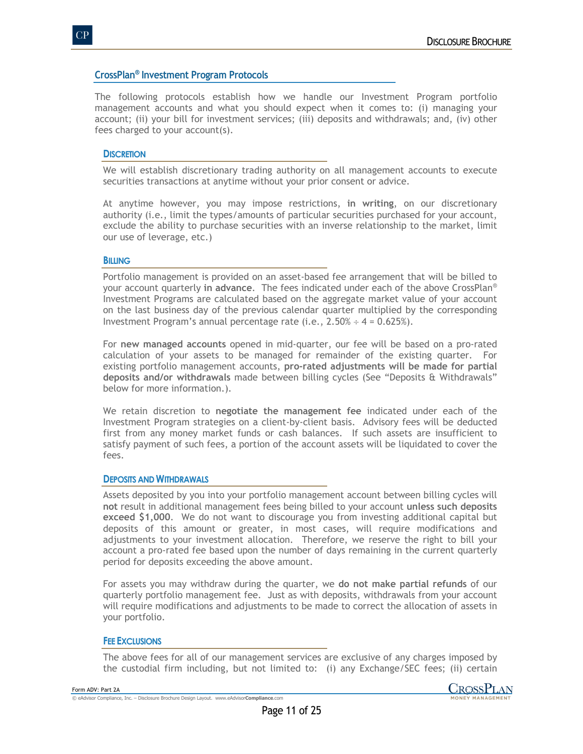## CrossPlan® Investment Program Protocols

The following protocols establish how we handle our Investment Program portfolio management accounts and what you should expect when it comes to: (i) managing your account; (ii) your bill for investment services; (iii) deposits and withdrawals; and, (iv) other fees charged to your account(s).

### Discretion

We will establish discretionary trading authority on all management accounts to execute securities transactions at anytime without your prior consent or advice.

At anytime however, you may impose restrictions, **in writing**, on our discretionary authority (i.e., limit the types/amounts of particular securities purchased for your account, exclude the ability to purchase securities with an inverse relationship to the market, limit our use of leverage, etc.)

### Billing

Portfolio management is provided on an asset-based fee arrangement that will be billed to your account quarterly **in advance**. The fees indicated under each of the above CrossPlan® Investment Programs are calculated based on the aggregate market value of your account on the last business day of the previous calendar quarter multiplied by the corresponding Investment Program's annual percentage rate (i.e., 2.50% ÷ 4 = 0.625%).

For **new managed accounts** opened in mid-quarter, our fee will be based on a pro-rated calculation of your assets to be managed for remainder of the existing quarter. For existing portfolio management accounts, **pro-rated adjustments will be made for partial deposits and/or withdrawals** made between billing cycles (See "Deposits & Withdrawals" below for more information.).

We retain discretion to **negotiate the management fee** indicated under each of the Investment Program strategies on a client-by-client basis. Advisory fees will be deducted first from any money market funds or cash balances. If such assets are insufficient to satisfy payment of such fees, a portion of the account assets will be liquidated to cover the fees.

### Deposits and Withdrawals

Assets deposited by you into your portfolio management account between billing cycles will **not** result in additional management fees being billed to your account **unless such deposits exceed $1,000**. We do not want to discourage you from investing additional capital but deposits of this amount or greater, in most cases, will require modifications and adjustments to your investment allocation. Therefore, we reserve the right to bill your account a pro-rated fee based upon the number of days remaining in the current quarterly period for deposits exceeding the above amount.

For assets you may withdraw during the quarter, we **do not make partial refunds** of our quarterly portfolio management fee. Just as with deposits, withdrawals from your account will require modifications and adjustments to be made to correct the allocation of assets in your portfolio.

### Fee Exclusions

The above fees for all of our management services are exclusive of any charges imposed by the custodial firm including, but not limited to: (i) any Exchange/SEC fees; (ii) certain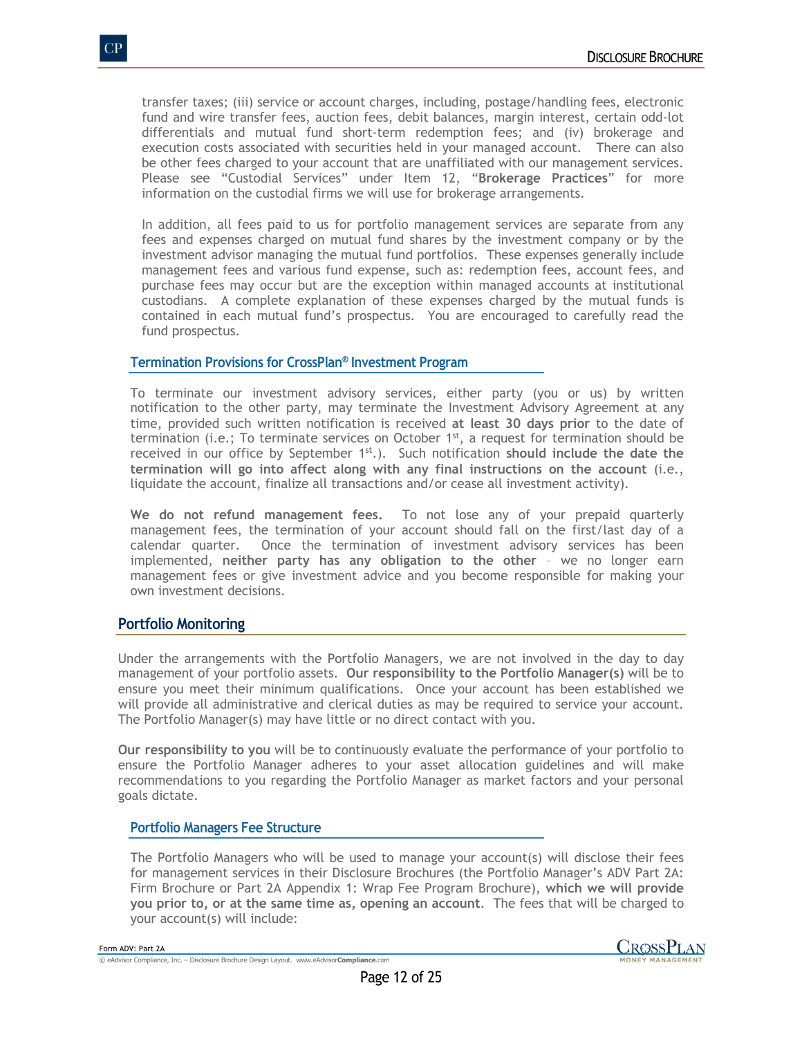transfer taxes; (iii) service or account charges, including, postage/handling fees, electronic fund and wire transfer fees, auction fees, debit balances, margin interest, certain odd-lot differentials and mutual fund short-term redemption fees; and (iv) brokerage and execution costs associated with securities held in your managed account. There can also be other fees charged to your account that are unaffiliated with our management services. Please see "Custodial Services" under Item 12, "**Brokerage Practices**" for more information on the custodial firms we will use for brokerage arrangements.

In addition, all fees paid to us for portfolio management services are separate from any fees and expenses charged on mutual fund shares by the investment company or by the investment advisor managing the mutual fund portfolios. These expenses generally include management fees and various fund expense, such as: redemption fees, account fees, and purchase fees may occur but are the exception within managed accounts at institutional custodians. A complete explanation of these expenses charged by the mutual funds is contained in each mutual fund's prospectus. You are encouraged to carefully read the fund prospectus.

### Termination Provisions for CrossPlan® Investment Program

To terminate our investment advisory services, either party (you or us) by written notification to the other party, may terminate the Investment Advisory Agreement at any time, provided such written notification is received **at least 30 days prior** to the date of termination (i.e.; To terminate services on October 1st, a request for termination should be received in our office by September 1st.). Such notification **should include the date the termination will go into affect along with any final instructions on the account** (i.e., liquidate the account, finalize all transactions and/or cease all investment activity).

**We do not refund management fees.** To not lose any of your prepaid quarterly management fees, the termination of your account should fall on the first/last day of a calendar quarter. Once the termination of investment advisory services has been implemented, **neither party has any obligation to the other** – we no longer earn management fees or give investment advice and you become responsible for making your own investment decisions.

## Portfolio Monitoring

Under the arrangements with the Portfolio Managers, we are not involved in the day to day management of your portfolio assets. **Our responsibility to the Portfolio Manager(s)** will be to ensure you meet their minimum qualifications. Once your account has been established we will provide all administrative and clerical duties as may be required to service your account. The Portfolio Manager(s) may have little or no direct contact with you.

**Our responsibility to you** will be to continuously evaluate the performance of your portfolio to ensure the Portfolio Manager adheres to your asset allocation guidelines and will make recommendations to you regarding the Portfolio Manager as market factors and your personal goals dictate.

### Portfolio Managers Fee Structure

The Portfolio Managers who will be used to manage your account(s) will disclose their fees for management services in their Disclosure Brochures (the Portfolio Manager's ADV Part 2A: Firm Brochure or Part 2A Appendix 1: Wrap Fee Program Brochure), **which we will provide you prior to, or at the same time as, opening an account**. The fees that will be charged to your account(s) will include: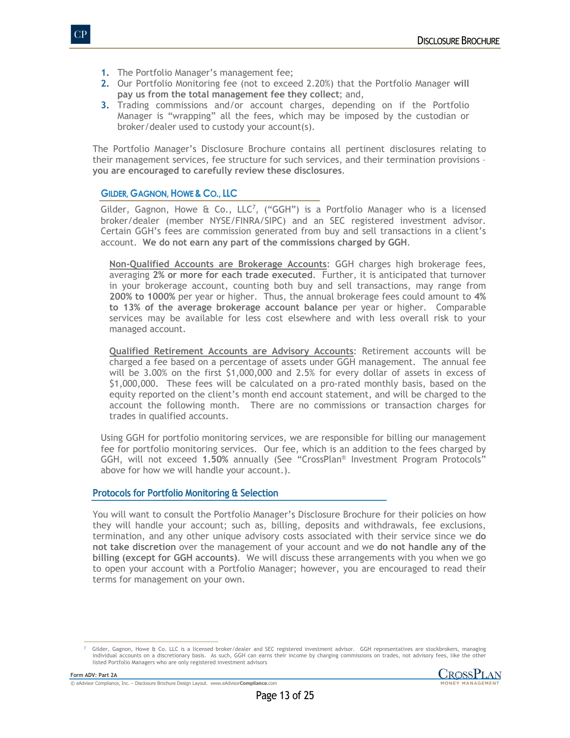1. The Portfolio Manager's management fee;
2. Our Portfolio Monitoring fee (not to exceed 2.20%) that the Portfolio Manager **will pay us from the total management fee they collect**; and,
3. Trading commissions and/or account charges, depending on if the Portfolio Manager is "wrapping" all the fees, which may be imposed by the custodian or broker/dealer used to custody your account(s).

The Portfolio Manager's Disclosure Brochure contains all pertinent disclosures relating to their management services, fee structure for such services, and their termination provisions – **you are encouraged to carefully review these disclosures**.

### Gilder, Gagnon, Howe & Co., LLC

Gilder, Gagnon, Howe & Co., LLC[7], ("GGH") is a Portfolio Manager who is a licensed broker/dealer (member NYSE/FINRA/SIPC) and an SEC registered investment advisor. Certain GGH's fees are commission generated from buy and sell transactions in a client's account. **We do not earn any part of the commissions charged by GGH**.

**Non-Qualified Accounts are Brokerage Accounts**: GGH charges high brokerage fees, averaging **2% or more for each trade executed**. Further, it is anticipated that turnover in your brokerage account, counting both buy and sell transactions, may range from **200% to 1000%** per year or higher. Thus, the annual brokerage fees could amount to **4% to 13% of the average brokerage account balance** per year or higher. Comparable services may be available for less cost elsewhere and with less overall risk to your managed account.

**Qualified Retirement Accounts are Advisory Accounts**: Retirement accounts will be charged a fee based on a percentage of assets under GGH management. The annual fee will be 3.00% on the first $1,000,000 and 2.5% for every dollar of assets in excess of $1,000,000. These fees will be calculated on a pro-rated monthly basis, based on the equity reported on the client's month end account statement, and will be charged to the account the following month. There are no commissions or transaction charges for trades in qualified accounts.

Using GGH for portfolio monitoring services, we are responsible for billing our management fee for portfolio monitoring services. Our fee, which is an addition to the fees charged by GGH, will not exceed **1.50%** annually (See "CrossPlan® Investment Program Protocols" above for how we will handle your account.).

### Protocols for Portfolio Monitoring & Selection

You will want to consult the Portfolio Manager's Disclosure Brochure for their policies on how they will handle your account; such as, billing, deposits and withdrawals, fee exclusions, termination, and any other unique advisory costs associated with their service since we **do not take discretion** over the management of your account and we **do not handle any of the billing (except for GGH accounts)**. We will discuss these arrangements with you when we go to open your account with a Portfolio Manager; however, you are encouraged to read their terms for management on your own.

---

[7] Gilder, Gagnon, Howe & Co. LLC is a licensed broker/dealer and SEC registered investment advisor. GGH representatives are stockbrokers, managing individual accounts on a discretionary basis. As such, GGH can earns their income by charging commissions on trades, not advisory fees, like the other listed Portfolio Managers who are only registered investment advisors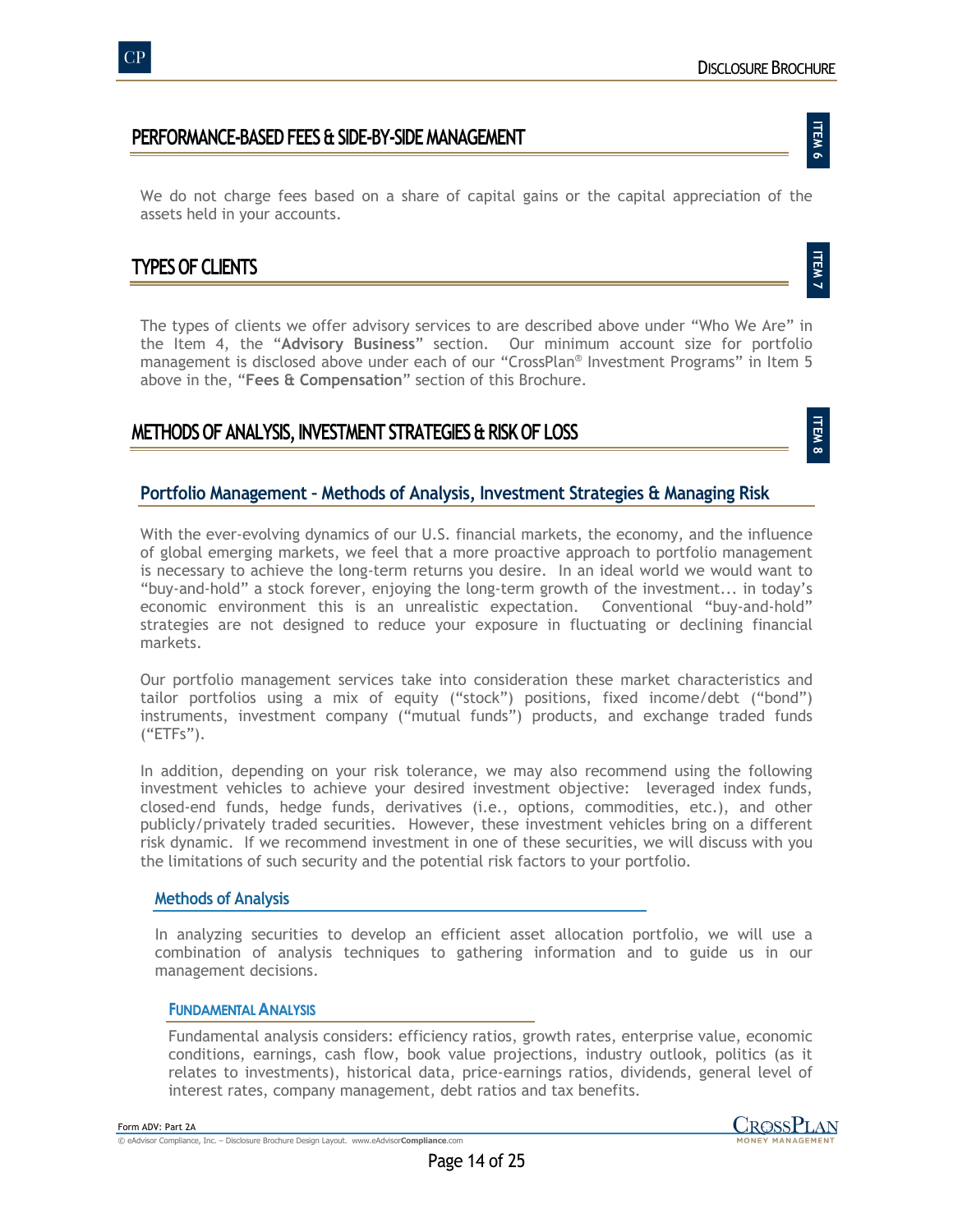## PERFORMANCE-BASED FEES & SIDE-BY-SIDE MANAGEMENT

We do not charge fees based on a share of capital gains or the capital appreciation of the assets held in your accounts.

## TYPES OF CLIENTS

The types of clients we offer advisory services to are described above under "Who We Are" in the Item 4, the "**Advisory Business**" section. Our minimum account size for portfolio management is disclosed above under each of our "CrossPlan® Investment Programs" in Item 5 above in the, "**Fees & Compensation**" section of this Brochure.

## METHODS OF ANALYSIS, INVESTMENT STRATEGIES & RISK OF LOSS

### Portfolio Management – Methods of Analysis, Investment Strategies & Managing Risk

With the ever-evolving dynamics of our U.S. financial markets, the economy, and the influence of global emerging markets, we feel that a more proactive approach to portfolio management is necessary to achieve the long-term returns you desire. In an ideal world we would want to "buy-and-hold" a stock forever, enjoying the long-term growth of the investment... in today's economic environment this is an unrealistic expectation. Conventional "buy-and-hold" strategies are not designed to reduce your exposure in fluctuating or declining financial markets.

Our portfolio management services take into consideration these market characteristics and tailor portfolios using a mix of equity ("stock") positions, fixed income/debt ("bond") instruments, investment company ("mutual funds") products, and exchange traded funds ("ETFs").

In addition, depending on your risk tolerance, we may also recommend using the following investment vehicles to achieve your desired investment objective: leveraged index funds, closed-end funds, hedge funds, derivatives (i.e., options, commodities, etc.), and other publicly/privately traded securities. However, these investment vehicles bring on a different risk dynamic. If we recommend investment in one of these securities, we will discuss with you the limitations of such security and the potential risk factors to your portfolio.

#### Methods of Analysis

In analyzing securities to develop an efficient asset allocation portfolio, we will use a combination of analysis techniques to gathering information and to guide us in our management decisions.

##### FUNDAMENTAL ANALYSIS

Fundamental analysis considers: efficiency ratios, growth rates, enterprise value, economic conditions, earnings, cash flow, book value projections, industry outlook, politics (as it relates to investments), historical data, price-earnings ratios, dividends, general level of interest rates, company management, debt ratios and tax benefits.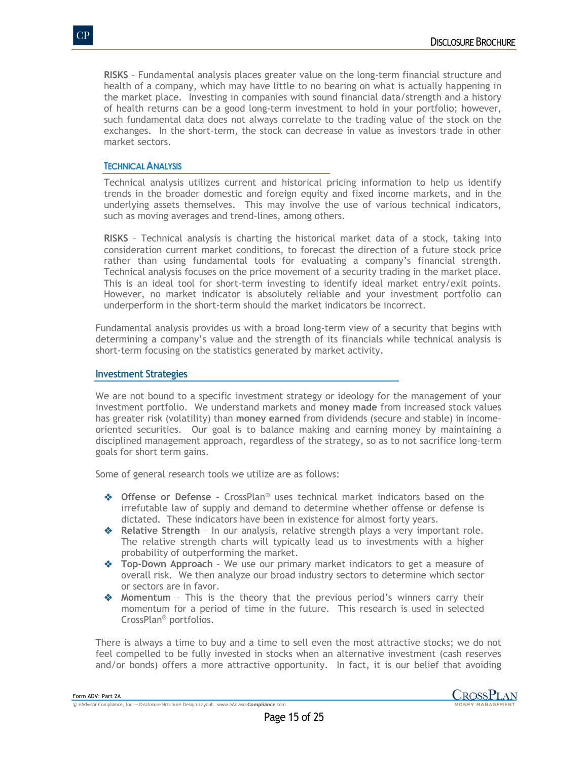**RISKS** – Fundamental analysis places greater value on the long-term financial structure and health of a company, which may have little to no bearing on what is actually happening in the market place. Investing in companies with sound financial data/strength and a history of health returns can be a good long-term investment to hold in your portfolio; however, such fundamental data does not always correlate to the trading value of the stock on the exchanges. In the short-term, the stock can decrease in value as investors trade in other market sectors.

### TECHNICAL ANALYSIS

Technical analysis utilizes current and historical pricing information to help us identify trends in the broader domestic and foreign equity and fixed income markets, and in the underlying assets themselves. This may involve the use of various technical indicators, such as moving averages and trend-lines, among others.

**RISKS** – Technical analysis is charting the historical market data of a stock, taking into consideration current market conditions, to forecast the direction of a future stock price rather than using fundamental tools for evaluating a company's financial strength. Technical analysis focuses on the price movement of a security trading in the market place. This is an ideal tool for short-term investing to identify ideal market entry/exit points. However, no market indicator is absolutely reliable and your investment portfolio can underperform in the short-term should the market indicators be incorrect.

Fundamental analysis provides us with a broad long-term view of a security that begins with determining a company's value and the strength of its financials while technical analysis is short-term focusing on the statistics generated by market activity.

## Investment Strategies

We are not bound to a specific investment strategy or ideology for the management of your investment portfolio. We understand markets and **money made** from increased stock values has greater risk (volatility) than **money earned** from dividends (secure and stable) in income-oriented securities. Our goal is to balance making and earning money by maintaining a disciplined management approach, regardless of the strategy, so as to not sacrifice long-term goals for short term gains.

Some of general research tools we utilize are as follows:

- **Offense or Defense -** CrossPlan® uses technical market indicators based on the irrefutable law of supply and demand to determine whether offense or defense is dictated. These indicators have been in existence for almost forty years.
- **Relative Strength** – In our analysis, relative strength plays a very important role. The relative strength charts will typically lead us to investments with a higher probability of outperforming the market.
- **Top-Down Approach** – We use our primary market indicators to get a measure of overall risk. We then analyze our broad industry sectors to determine which sector or sectors are in favor.
- **Momentum** – This is the theory that the previous period's winners carry their momentum for a period of time in the future. This research is used in selected CrossPlan® portfolios.

There is always a time to buy and a time to sell even the most attractive stocks; we do not feel compelled to be fully invested in stocks when an alternative investment (cash reserves and/or bonds) offers a more attractive opportunity. In fact, it is our belief that avoiding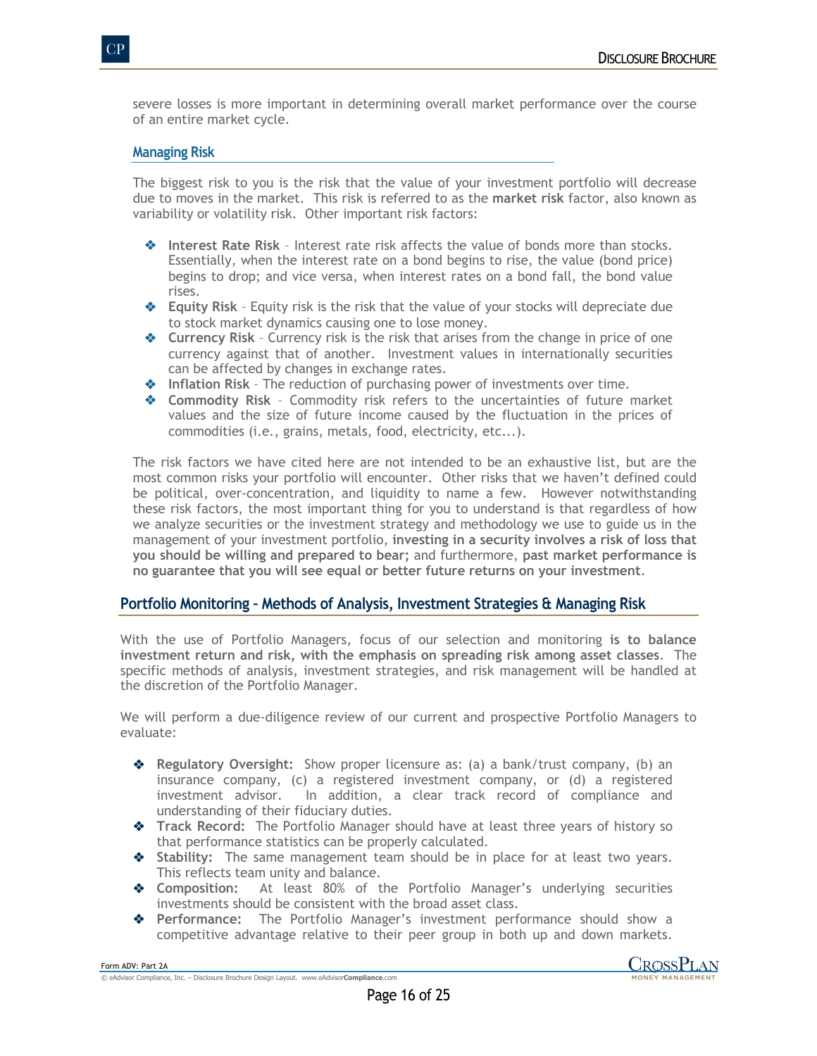severe losses is more important in determining overall market performance over the course of an entire market cycle.

### Managing Risk

The biggest risk to you is the risk that the value of your investment portfolio will decrease due to moves in the market. This risk is referred to as the **market risk** factor, also known as variability or volatility risk. Other important risk factors:

- **Interest Rate Risk** – Interest rate risk affects the value of bonds more than stocks. Essentially, when the interest rate on a bond begins to rise, the value (bond price) begins to drop; and vice versa, when interest rates on a bond fall, the bond value rises.
- **Equity Risk** – Equity risk is the risk that the value of your stocks will depreciate due to stock market dynamics causing one to lose money.
- **Currency Risk** – Currency risk is the risk that arises from the change in price of one currency against that of another. Investment values in internationally securities can be affected by changes in exchange rates.
- **Inflation Risk** – The reduction of purchasing power of investments over time.
- **Commodity Risk** – Commodity risk refers to the uncertainties of future market values and the size of future income caused by the fluctuation in the prices of commodities (i.e., grains, metals, food, electricity, etc...).

The risk factors we have cited here are not intended to be an exhaustive list, but are the most common risks your portfolio will encounter. Other risks that we haven't defined could be political, over-concentration, and liquidity to name a few. However notwithstanding these risk factors, the most important thing for you to understand is that regardless of how we analyze securities or the investment strategy and methodology we use to guide us in the management of your investment portfolio, **investing in a security involves a risk of loss that you should be willing and prepared to bear;** and furthermore, **past market performance is no guarantee that you will see equal or better future returns on your investment**.

## Portfolio Monitoring - Methods of Analysis, Investment Strategies & Managing Risk

With the use of Portfolio Managers, focus of our selection and monitoring **is to balance investment return and risk, with the emphasis on spreading risk among asset classes**. The specific methods of analysis, investment strategies, and risk management will be handled at the discretion of the Portfolio Manager.

We will perform a due-diligence review of our current and prospective Portfolio Managers to evaluate:

- **Regulatory Oversight:** Show proper licensure as: (a) a bank/trust company, (b) an insurance company, (c) a registered investment company, or (d) a registered investment advisor. In addition, a clear track record of compliance and understanding of their fiduciary duties.
- **Track Record:** The Portfolio Manager should have at least three years of history so that performance statistics can be properly calculated.
- **Stability:** The same management team should be in place for at least two years. This reflects team unity and balance.
- **Composition:** At least 80% of the Portfolio Manager's underlying securities investments should be consistent with the broad asset class.
- **Performance:** The Portfolio Manager's investment performance should show a competitive advantage relative to their peer group in both up and down markets.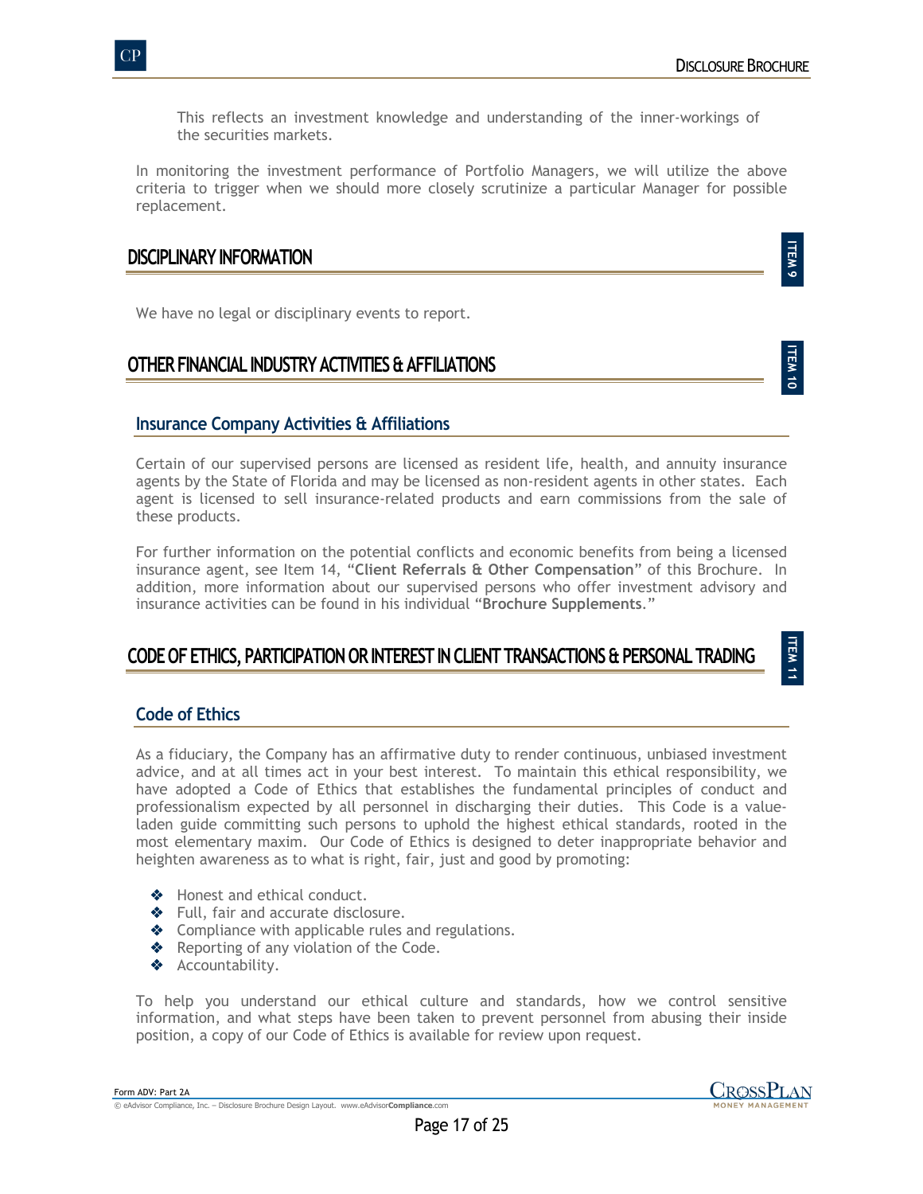This reflects an investment knowledge and understanding of the inner-workings of the securities markets.

In monitoring the investment performance of Portfolio Managers, we will utilize the above criteria to trigger when we should more closely scrutinize a particular Manager for possible replacement.

## DISCIPLINARY INFORMATION

ITEM 9

We have no legal or disciplinary events to report.

## OTHER FINANCIAL INDUSTRY ACTIVITIES & AFFILIATIONS

ITEM 10

### Insurance Company Activities & Affiliations

Certain of our supervised persons are licensed as resident life, health, and annuity insurance agents by the State of Florida and may be licensed as non-resident agents in other states. Each agent is licensed to sell insurance-related products and earn commissions from the sale of these products.

For further information on the potential conflicts and economic benefits from being a licensed insurance agent, see Item 14, "**Client Referrals & Other Compensation**" of this Brochure. In addition, more information about our supervised persons who offer investment advisory and insurance activities can be found in his individual "**Brochure Supplements**."

## CODE OF ETHICS, PARTICIPATION OR INTEREST IN CLIENT TRANSACTIONS & PERSONAL TRADING

ITEM 11

### Code of Ethics

As a fiduciary, the Company has an affirmative duty to render continuous, unbiased investment advice, and at all times act in your best interest. To maintain this ethical responsibility, we have adopted a Code of Ethics that establishes the fundamental principles of conduct and professionalism expected by all personnel in discharging their duties. This Code is a value-laden guide committing such persons to uphold the highest ethical standards, rooted in the most elementary maxim. Our Code of Ethics is designed to deter inappropriate behavior and heighten awareness as to what is right, fair, just and good by promoting:

- Honest and ethical conduct.
- Full, fair and accurate disclosure.
- Compliance with applicable rules and regulations.
- Reporting of any violation of the Code.
- Accountability.

To help you understand our ethical culture and standards, how we control sensitive information, and what steps have been taken to prevent personnel from abusing their inside position, a copy of our Code of Ethics is available for review upon request.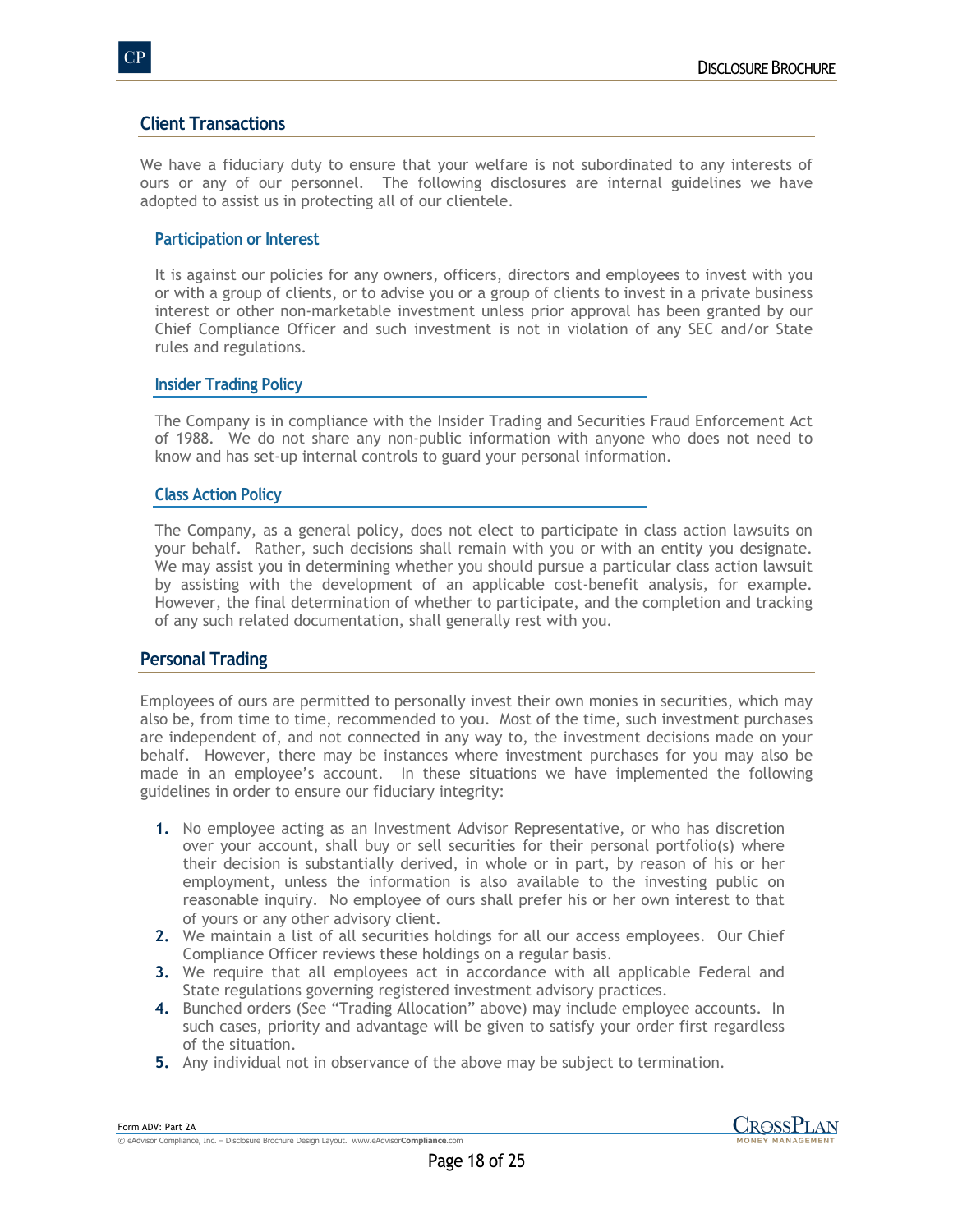## Client Transactions

We have a fiduciary duty to ensure that your welfare is not subordinated to any interests of ours or any of our personnel. The following disclosures are internal guidelines we have adopted to assist us in protecting all of our clientele.

### Participation or Interest

It is against our policies for any owners, officers, directors and employees to invest with you or with a group of clients, or to advise you or a group of clients to invest in a private business interest or other non-marketable investment unless prior approval has been granted by our Chief Compliance Officer and such investment is not in violation of any SEC and/or State rules and regulations.

### Insider Trading Policy

The Company is in compliance with the Insider Trading and Securities Fraud Enforcement Act of 1988. We do not share any non-public information with anyone who does not need to know and has set-up internal controls to guard your personal information.

### Class Action Policy

The Company, as a general policy, does not elect to participate in class action lawsuits on your behalf. Rather, such decisions shall remain with you or with an entity you designate. We may assist you in determining whether you should pursue a particular class action lawsuit by assisting with the development of an applicable cost-benefit analysis, for example. However, the final determination of whether to participate, and the completion and tracking of any such related documentation, shall generally rest with you.

## Personal Trading

Employees of ours are permitted to personally invest their own monies in securities, which may also be, from time to time, recommended to you. Most of the time, such investment purchases are independent of, and not connected in any way to, the investment decisions made on your behalf. However, there may be instances where investment purchases for you may also be made in an employee's account. In these situations we have implemented the following guidelines in order to ensure our fiduciary integrity:

1. No employee acting as an Investment Advisor Representative, or who has discretion over your account, shall buy or sell securities for their personal portfolio(s) where their decision is substantially derived, in whole or in part, by reason of his or her employment, unless the information is also available to the investing public on reasonable inquiry. No employee of ours shall prefer his or her own interest to that of yours or any other advisory client.
2. We maintain a list of all securities holdings for all our access employees. Our Chief Compliance Officer reviews these holdings on a regular basis.
3. We require that all employees act in accordance with all applicable Federal and State regulations governing registered investment advisory practices.
4. Bunched orders (See "Trading Allocation" above) may include employee accounts. In such cases, priority and advantage will be given to satisfy your order first regardless of the situation.
5. Any individual not in observance of the above may be subject to termination.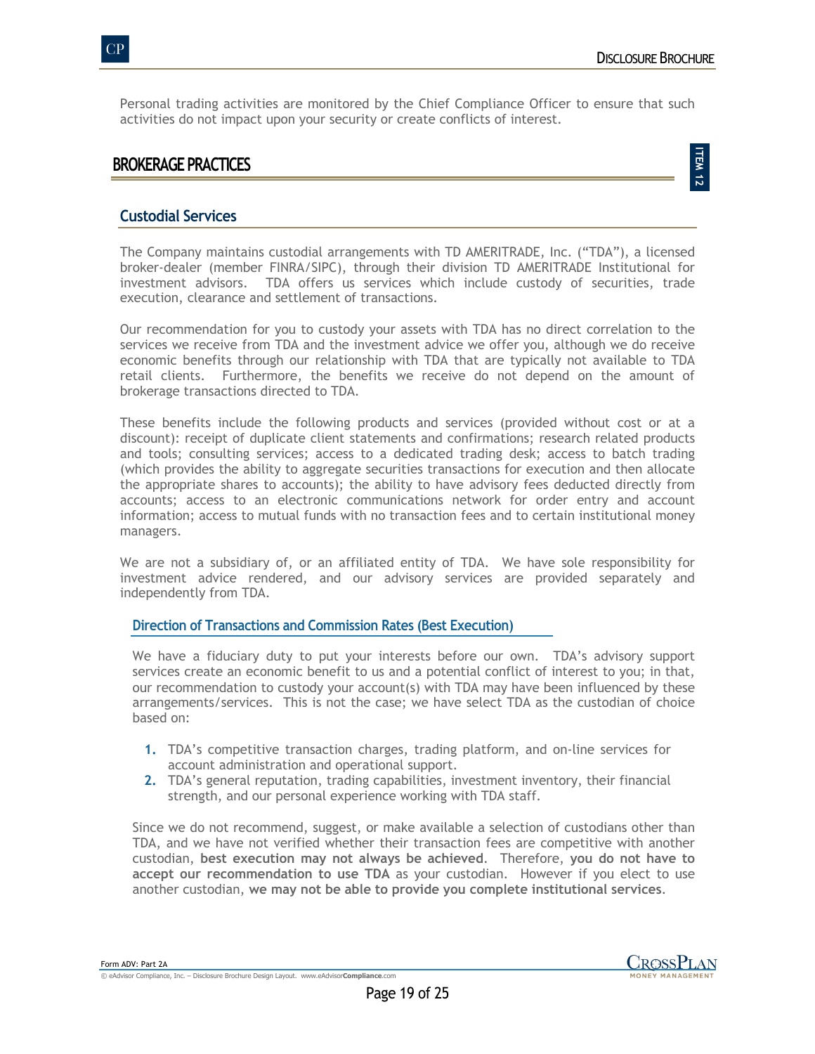Personal trading activities are monitored by the Chief Compliance Officer to ensure that such activities do not impact upon your security or create conflicts of interest.

## BROKERAGE PRACTICES

ITEM 12

### Custodial Services

The Company maintains custodial arrangements with TD AMERITRADE, Inc. ("TDA"), a licensed broker-dealer (member FINRA/SIPC), through their division TD AMERITRADE Institutional for investment advisors. TDA offers us services which include custody of securities, trade execution, clearance and settlement of transactions.

Our recommendation for you to custody your assets with TDA has no direct correlation to the services we receive from TDA and the investment advice we offer you, although we do receive economic benefits through our relationship with TDA that are typically not available to TDA retail clients. Furthermore, the benefits we receive do not depend on the amount of brokerage transactions directed to TDA.

These benefits include the following products and services (provided without cost or at a discount): receipt of duplicate client statements and confirmations; research related products and tools; consulting services; access to a dedicated trading desk; access to batch trading (which provides the ability to aggregate securities transactions for execution and then allocate the appropriate shares to accounts); the ability to have advisory fees deducted directly from accounts; access to an electronic communications network for order entry and account information; access to mutual funds with no transaction fees and to certain institutional money managers.

We are not a subsidiary of, or an affiliated entity of TDA. We have sole responsibility for investment advice rendered, and our advisory services are provided separately and independently from TDA.

#### Direction of Transactions and Commission Rates (Best Execution)

We have a fiduciary duty to put your interests before our own. TDA's advisory support services create an economic benefit to us and a potential conflict of interest to you; in that, our recommendation to custody your account(s) with TDA may have been influenced by these arrangements/services. This is not the case; we have select TDA as the custodian of choice based on:

1. TDA's competitive transaction charges, trading platform, and on-line services for account administration and operational support.
2. TDA's general reputation, trading capabilities, investment inventory, their financial strength, and our personal experience working with TDA staff.

Since we do not recommend, suggest, or make available a selection of custodians other than TDA, and we have not verified whether their transaction fees are competitive with another custodian, **best execution may not always be achieved**. Therefore, **you do not have to accept our recommendation to use TDA** as your custodian. However if you elect to use another custodian, **we may not be able to provide you complete institutional services**.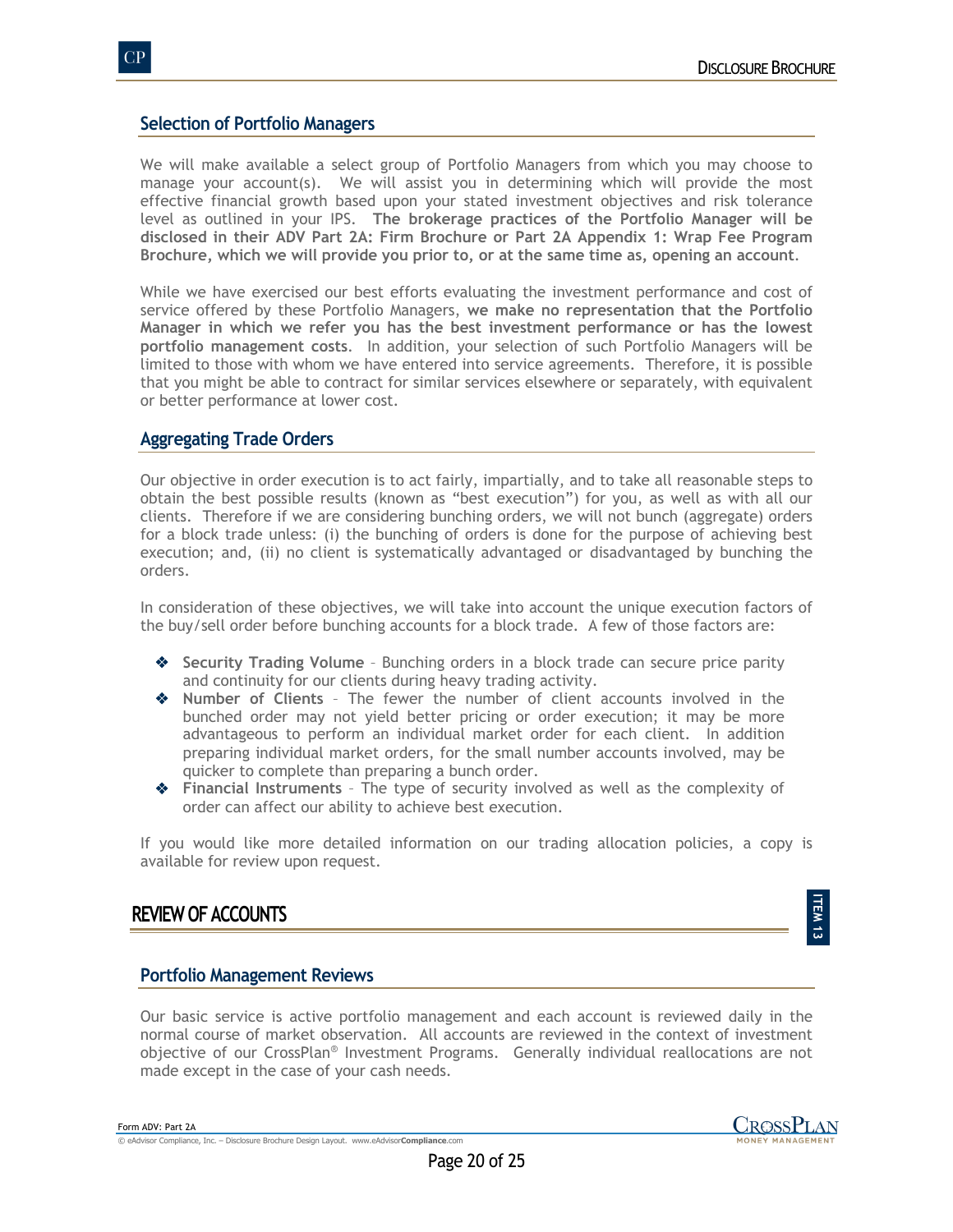### Selection of Portfolio Managers

We will make available a select group of Portfolio Managers from which you may choose to manage your account(s). We will assist you in determining which will provide the most effective financial growth based upon your stated investment objectives and risk tolerance level as outlined in your IPS. **The brokerage practices of the Portfolio Manager will be disclosed in their ADV Part 2A: Firm Brochure or Part 2A Appendix 1: Wrap Fee Program Brochure, which we will provide you prior to, or at the same time as, opening an account**.

While we have exercised our best efforts evaluating the investment performance and cost of service offered by these Portfolio Managers, **we make no representation that the Portfolio Manager in which we refer you has the best investment performance or has the lowest portfolio management costs**. In addition, your selection of such Portfolio Managers will be limited to those with whom we have entered into service agreements. Therefore, it is possible that you might be able to contract for similar services elsewhere or separately, with equivalent or better performance at lower cost.

### Aggregating Trade Orders

Our objective in order execution is to act fairly, impartially, and to take all reasonable steps to obtain the best possible results (known as "best execution") for you, as well as with all our clients. Therefore if we are considering bunching orders, we will not bunch (aggregate) orders for a block trade unless: (i) the bunching of orders is done for the purpose of achieving best execution; and, (ii) no client is systematically advantaged or disadvantaged by bunching the orders.

In consideration of these objectives, we will take into account the unique execution factors of the buy/sell order before bunching accounts for a block trade. A few of those factors are:

- **Security Trading Volume** – Bunching orders in a block trade can secure price parity and continuity for our clients during heavy trading activity.
- **Number of Clients** – The fewer the number of client accounts involved in the bunched order may not yield better pricing or order execution; it may be more advantageous to perform an individual market order for each client. In addition preparing individual market orders, for the small number accounts involved, may be quicker to complete than preparing a bunch order.
- **Financial Instruments** – The type of security involved as well as the complexity of order can affect our ability to achieve best execution.

If you would like more detailed information on our trading allocation policies, a copy is available for review upon request.

## REVIEW OF ACCOUNTS

ITEM 13

### Portfolio Management Reviews

Our basic service is active portfolio management and each account is reviewed daily in the normal course of market observation. All accounts are reviewed in the context of investment objective of our CrossPlan® Investment Programs. Generally individual reallocations are not made except in the case of your cash needs.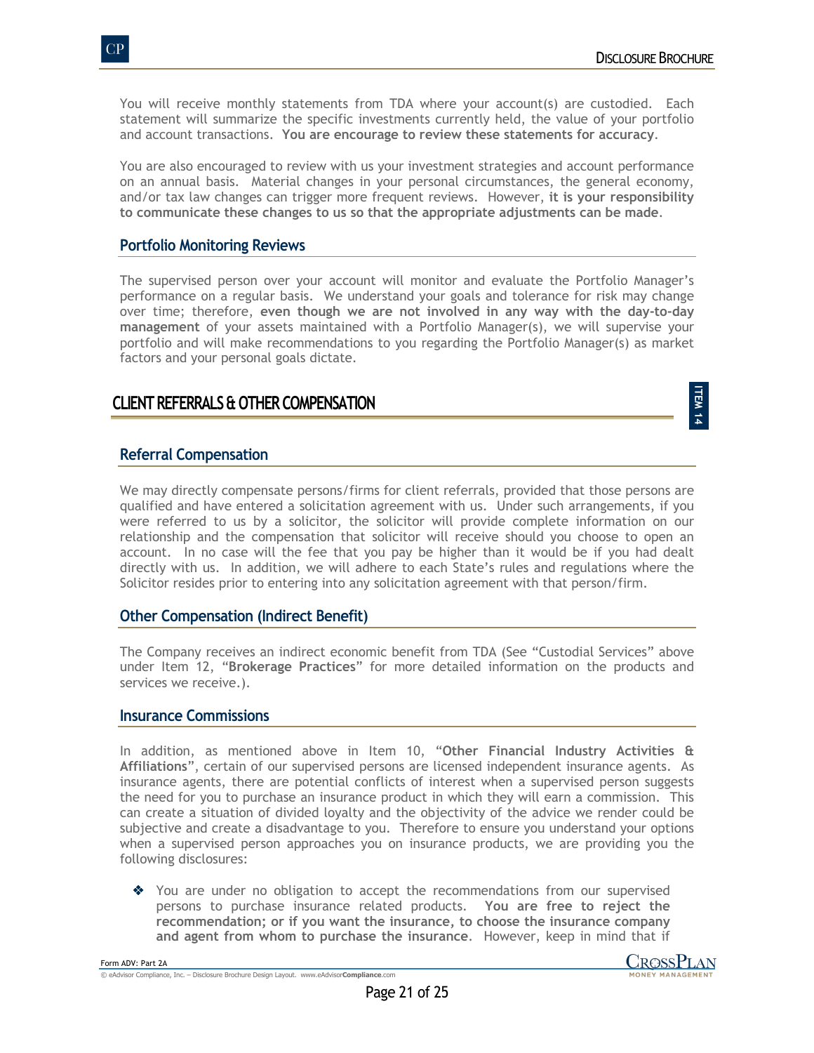You will receive monthly statements from TDA where your account(s) are custodied. Each statement will summarize the specific investments currently held, the value of your portfolio and account transactions. **You are encourage to review these statements for accuracy**.

You are also encouraged to review with us your investment strategies and account performance on an annual basis. Material changes in your personal circumstances, the general economy, and/or tax law changes can trigger more frequent reviews. However, **it is your responsibility to communicate these changes to us so that the appropriate adjustments can be made**.

### Portfolio Monitoring Reviews

The supervised person over your account will monitor and evaluate the Portfolio Manager's performance on a regular basis. We understand your goals and tolerance for risk may change over time; therefore, **even though we are not involved in any way with the day-to-day management** of your assets maintained with a Portfolio Manager(s), we will supervise your portfolio and will make recommendations to you regarding the Portfolio Manager(s) as market factors and your personal goals dictate.

## CLIENT REFERRALS & OTHER COMPENSATION

ITEM 14

### Referral Compensation

We may directly compensate persons/firms for client referrals, provided that those persons are qualified and have entered a solicitation agreement with us. Under such arrangements, if you were referred to us by a solicitor, the solicitor will provide complete information on our relationship and the compensation that solicitor will receive should you choose to open an account. In no case will the fee that you pay be higher than it would be if you had dealt directly with us. In addition, we will adhere to each State's rules and regulations where the Solicitor resides prior to entering into any solicitation agreement with that person/firm.

### Other Compensation (Indirect Benefit)

The Company receives an indirect economic benefit from TDA (See "Custodial Services" above under Item 12, "**Brokerage Practices**" for more detailed information on the products and services we receive.).

### Insurance Commissions

In addition, as mentioned above in Item 10, "**Other Financial Industry Activities & Affiliations**", certain of our supervised persons are licensed independent insurance agents. As insurance agents, there are potential conflicts of interest when a supervised person suggests the need for you to purchase an insurance product in which they will earn a commission. This can create a situation of divided loyalty and the objectivity of the advice we render could be subjective and create a disadvantage to you. Therefore to ensure you understand your options when a supervised person approaches you on insurance products, we are providing you the following disclosures:

- You are under no obligation to accept the recommendations from our supervised persons to purchase insurance related products. **You are free to reject the recommendation; or if you want the insurance, to choose the insurance company and agent from whom to purchase the insurance**. However, keep in mind that if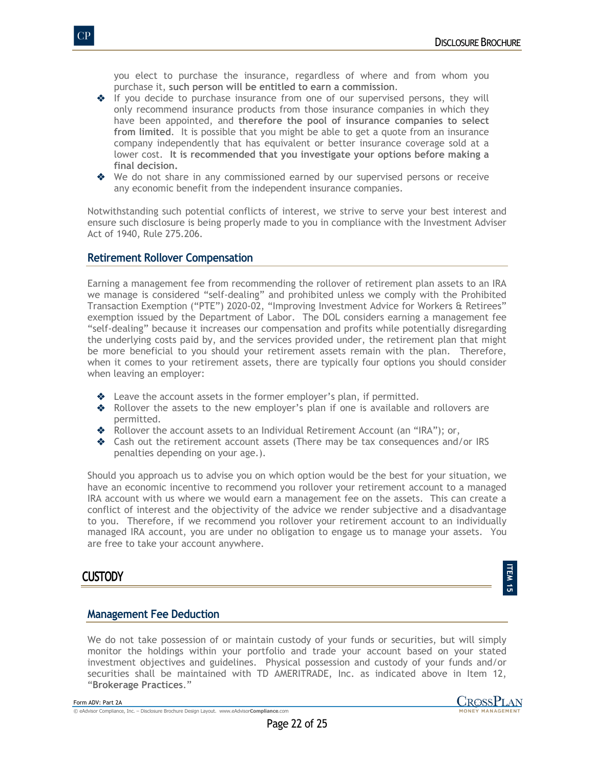you elect to purchase the insurance, regardless of where and from whom you purchase it, **such person will be entitled to earn a commission**.

- If you decide to purchase insurance from one of our supervised persons, they will only recommend insurance products from those insurance companies in which they have been appointed, and **therefore the pool of insurance companies to select from limited**. It is possible that you might be able to get a quote from an insurance company independently that has equivalent or better insurance coverage sold at a lower cost. **It is recommended that you investigate your options before making a final decision.**
- We do not share in any commissioned earned by our supervised persons or receive any economic benefit from the independent insurance companies.

Notwithstanding such potential conflicts of interest, we strive to serve your best interest and ensure such disclosure is being properly made to you in compliance with the Investment Adviser Act of 1940, Rule 275.206.

### Retirement Rollover Compensation

Earning a management fee from recommending the rollover of retirement plan assets to an IRA we manage is considered "self-dealing" and prohibited unless we comply with the Prohibited Transaction Exemption ("PTE") 2020-02, "Improving Investment Advice for Workers & Retirees" exemption issued by the Department of Labor. The DOL considers earning a management fee "self-dealing" because it increases our compensation and profits while potentially disregarding the underlying costs paid by, and the services provided under, the retirement plan that might be more beneficial to you should your retirement assets remain with the plan. Therefore, when it comes to your retirement assets, there are typically four options you should consider when leaving an employer:

- Leave the account assets in the former employer's plan, if permitted.
- Rollover the assets to the new employer's plan if one is available and rollovers are permitted.
- Rollover the account assets to an Individual Retirement Account (an "IRA"); or,
- Cash out the retirement account assets (There may be tax consequences and/or IRS penalties depending on your age.).

Should you approach us to advise you on which option would be the best for your situation, we have an economic incentive to recommend you rollover your retirement account to a managed IRA account with us where we would earn a management fee on the assets. This can create a conflict of interest and the objectivity of the advice we render subjective and a disadvantage to you. Therefore, if we recommend you rollover your retirement account to an individually managed IRA account, you are under no obligation to engage us to manage your assets. You are free to take your account anywhere.

## CUSTODY

ITEM 15

### Management Fee Deduction

We do not take possession of or maintain custody of your funds or securities, but will simply monitor the holdings within your portfolio and trade your account based on your stated investment objectives and guidelines. Physical possession and custody of your funds and/or securities shall be maintained with TD AMERITRADE, Inc. as indicated above in Item 12, "**Brokerage Practices**."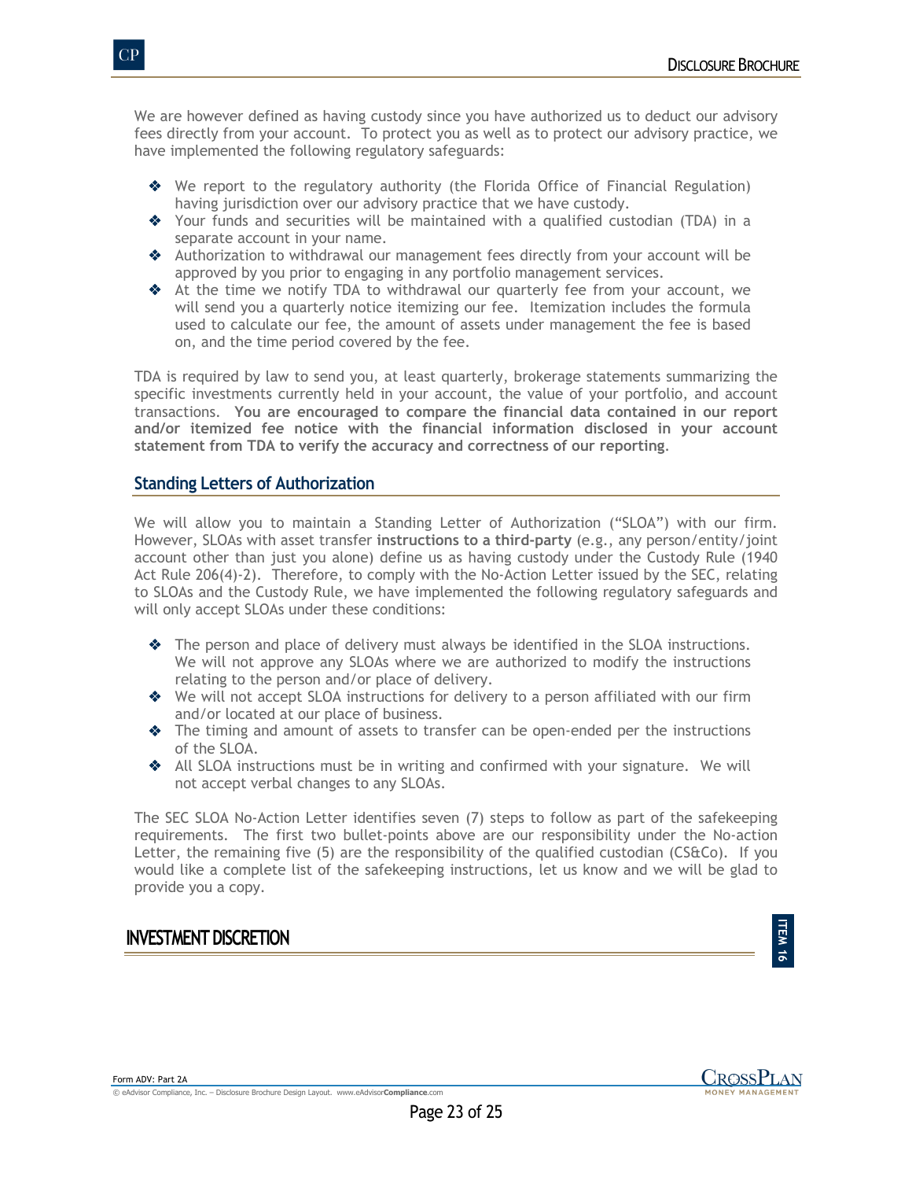We are however defined as having custody since you have authorized us to deduct our advisory fees directly from your account. To protect you as well as to protect our advisory practice, we have implemented the following regulatory safeguards:

- We report to the regulatory authority (the Florida Office of Financial Regulation) having jurisdiction over our advisory practice that we have custody.
- Your funds and securities will be maintained with a qualified custodian (TDA) in a separate account in your name.
- Authorization to withdrawal our management fees directly from your account will be approved by you prior to engaging in any portfolio management services.
- At the time we notify TDA to withdrawal our quarterly fee from your account, we will send you a quarterly notice itemizing our fee. Itemization includes the formula used to calculate our fee, the amount of assets under management the fee is based on, and the time period covered by the fee.

TDA is required by law to send you, at least quarterly, brokerage statements summarizing the specific investments currently held in your account, the value of your portfolio, and account transactions. **You are encouraged to compare the financial data contained in our report and/or itemized fee notice with the financial information disclosed in your account statement from TDA to verify the accuracy and correctness of our reporting**.

## Standing Letters of Authorization

We will allow you to maintain a Standing Letter of Authorization ("SLOA") with our firm. However, SLOAs with asset transfer **instructions to a third-party** (e.g., any person/entity/joint account other than just you alone) define us as having custody under the Custody Rule (1940 Act Rule 206(4)-2). Therefore, to comply with the No-Action Letter issued by the SEC, relating to SLOAs and the Custody Rule, we have implemented the following regulatory safeguards and will only accept SLOAs under these conditions:

- The person and place of delivery must always be identified in the SLOA instructions. We will not approve any SLOAs where we are authorized to modify the instructions relating to the person and/or place of delivery.
- We will not accept SLOA instructions for delivery to a person affiliated with our firm and/or located at our place of business.
- The timing and amount of assets to transfer can be open-ended per the instructions of the SLOA.
- All SLOA instructions must be in writing and confirmed with your signature. We will not accept verbal changes to any SLOAs.

The SEC SLOA No-Action Letter identifies seven (7) steps to follow as part of the safekeeping requirements. The first two bullet-points above are our responsibility under the No-action Letter, the remaining five (5) are the responsibility of the qualified custodian (CS&Co). If you would like a complete list of the safekeeping instructions, let us know and we will be glad to provide you a copy.

# INVESTMENT DISCRETION

ITEM 16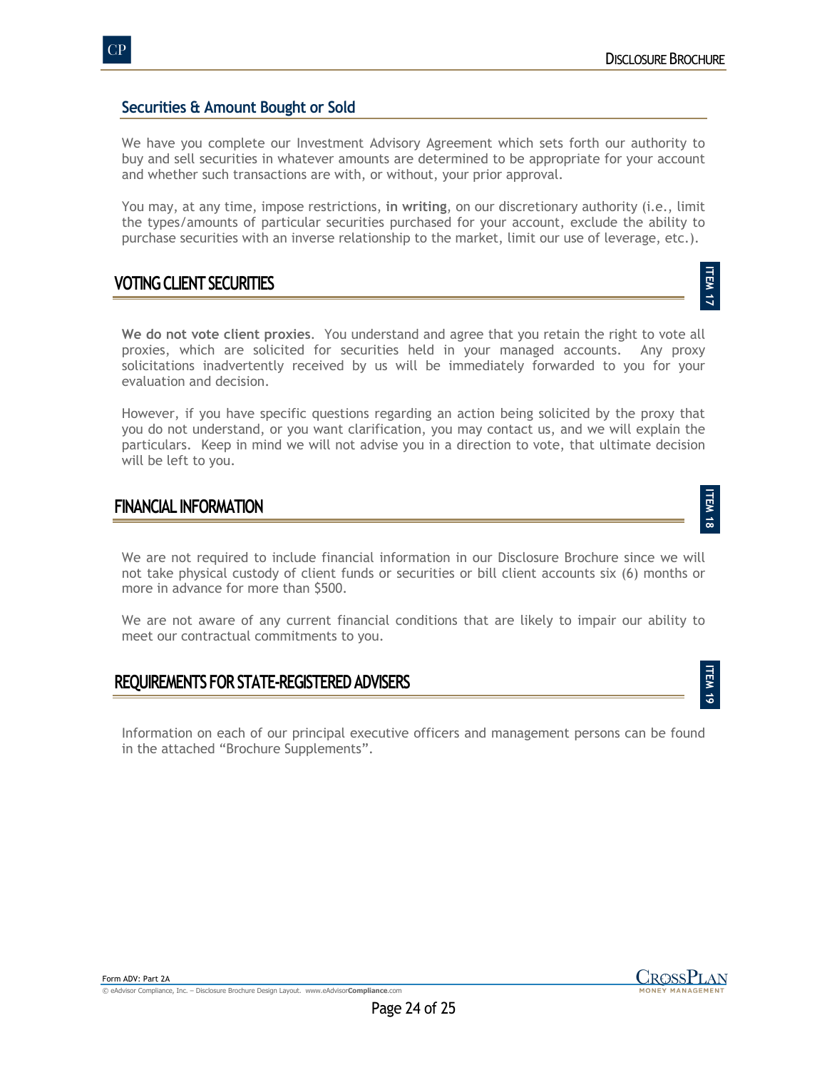### Securities & Amount Bought or Sold

We have you complete our Investment Advisory Agreement which sets forth our authority to buy and sell securities in whatever amounts are determined to be appropriate for your account and whether such transactions are with, or without, your prior approval.

You may, at any time, impose restrictions, **in writing**, on our discretionary authority (i.e., limit the types/amounts of particular securities purchased for your account, exclude the ability to purchase securities with an inverse relationship to the market, limit our use of leverage, etc.).

## VOTING CLIENT SECURITIES

ITEM 17

**We do not vote client proxies**. You understand and agree that you retain the right to vote all proxies, which are solicited for securities held in your managed accounts. Any proxy solicitations inadvertently received by us will be immediately forwarded to you for your evaluation and decision.

However, if you have specific questions regarding an action being solicited by the proxy that you do not understand, or you want clarification, you may contact us, and we will explain the particulars. Keep in mind we will not advise you in a direction to vote, that ultimate decision will be left to you.

## FINANCIAL INFORMATION

ITEM 18

We are not required to include financial information in our Disclosure Brochure since we will not take physical custody of client funds or securities or bill client accounts six (6) months or more in advance for more than $500.

We are not aware of any current financial conditions that are likely to impair our ability to meet our contractual commitments to you.

## REQUIREMENTS FOR STATE-REGISTERED ADVISERS

ITEM 19

Information on each of our principal executive officers and management persons can be found in the attached "Brochure Supplements".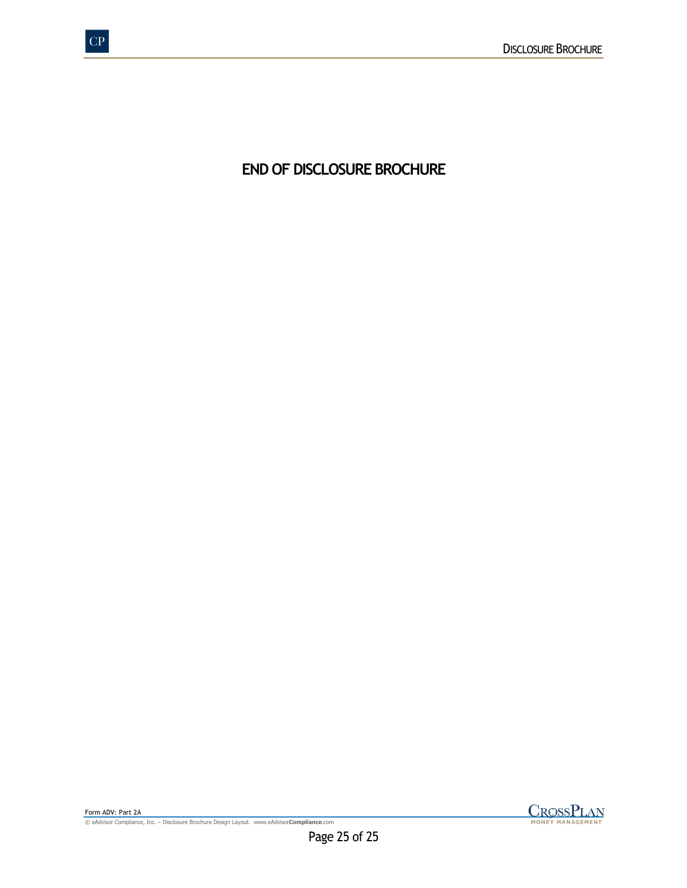# END OF DISCLOSURE BROCHURE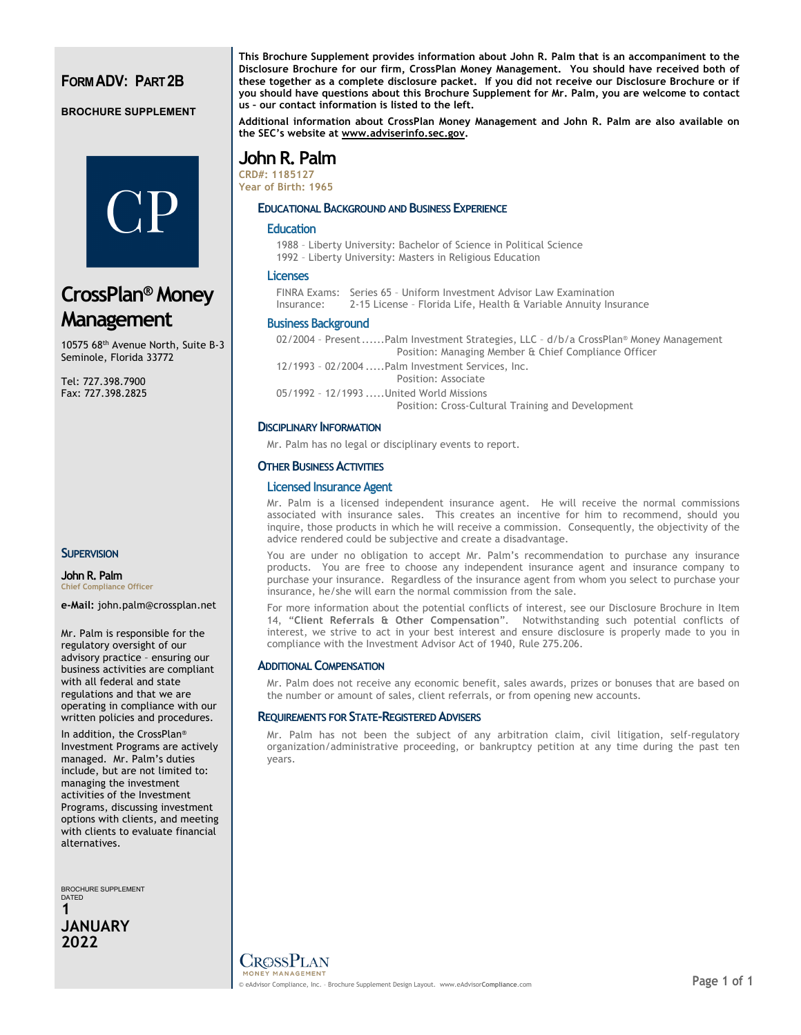# FORM ADV: PART 2B

**BROCHURE SUPPLEMENT**

CP

## CrossPlan® Money Management

10575 68th Avenue North, Suite B-3
Seminole, Florida 33772

Tel: 727.398.7900
Fax: 727.398.2825

**This Brochure Supplement provides information about John R. Palm that is an accompaniment to the Disclosure Brochure for our firm, CrossPlan Money Management. You should have received both of these together as a complete disclosure packet. If you did not receive our Disclosure Brochure or if you should have questions about this Brochure Supplement for Mr. Palm, you are welcome to contact us – our contact information is listed to the left.**

**Additional information about CrossPlan Money Management and John R. Palm are also available on the SEC's website at www.adviserinfo.sec.gov.**

# John R. Palm

CRD#: 1185127
Year of Birth: 1965

## Educational Background and Business Experience

### Education

1988 – Liberty University: Bachelor of Science in Political Science
1992 – Liberty University: Masters in Religious Education

### Licenses

FINRA Exams: Series 65 – Uniform Investment Advisor Law Examination
Insurance: 2-15 License – Florida Life, Health & Variable Annuity Insurance

### Business Background

02/2004 – Present......Palm Investment Strategies, LLC – d/b/a CrossPlan® Money Management
Position: Managing Member & Chief Compliance Officer

12/1993 – 02/2004.....Palm Investment Services, Inc.
Position: Associate

05/1992 – 12/1993.....United World Missions
Position: Cross-Cultural Training and Development

## Disciplinary Information

Mr. Palm has no legal or disciplinary events to report.

## Other Business Activities

### Licensed Insurance Agent

Mr. Palm is a licensed independent insurance agent. He will receive the normal commissions associated with insurance sales. This creates an incentive for him to recommend, should you inquire, those products in which he will receive a commission. Consequently, the objectivity of the advice rendered could be subjective and create a disadvantage.

You are under no obligation to accept Mr. Palm's recommendation to purchase any insurance products. You are free to choose any independent insurance agent and insurance company to purchase your insurance. Regardless of the insurance agent from whom you select to purchase your insurance, he/she will earn the normal commission from the sale.

For more information about the potential conflicts of interest, see our Disclosure Brochure in Item 14, "**Client Referrals & Other Compensation**". Notwithstanding such potential conflicts of interest, we strive to act in your best interest and ensure disclosure is properly made to you in compliance with the Investment Advisor Act of 1940, Rule 275.206.

## Additional Compensation

Mr. Palm does not receive any economic benefit, sales awards, prizes or bonuses that are based on the number or amount of sales, client referrals, or from opening new accounts.

## Requirements for State-Registered Advisers

Mr. Palm has not been the subject of any arbitration claim, civil litigation, self-regulatory organization/administrative proceeding, or bankruptcy petition at any time during the past ten years.

## Supervision

**John R. Palm**
Chief Compliance Officer

**e-Mail:** john.palm@crossplan.net

Mr. Palm is responsible for the regulatory oversight of our advisory practice – ensuring our business activities are compliant with all federal and state regulations and that we are operating in compliance with our written policies and procedures.

In addition, the CrossPlan® Investment Programs are actively managed. Mr. Palm's duties include, but are not limited to: managing the investment activities of the Investment Programs, discussing investment options with clients, and meeting with clients to evaluate financial alternatives.

BROCHURE SUPPLEMENT DATED
**1 JANUARY 2022**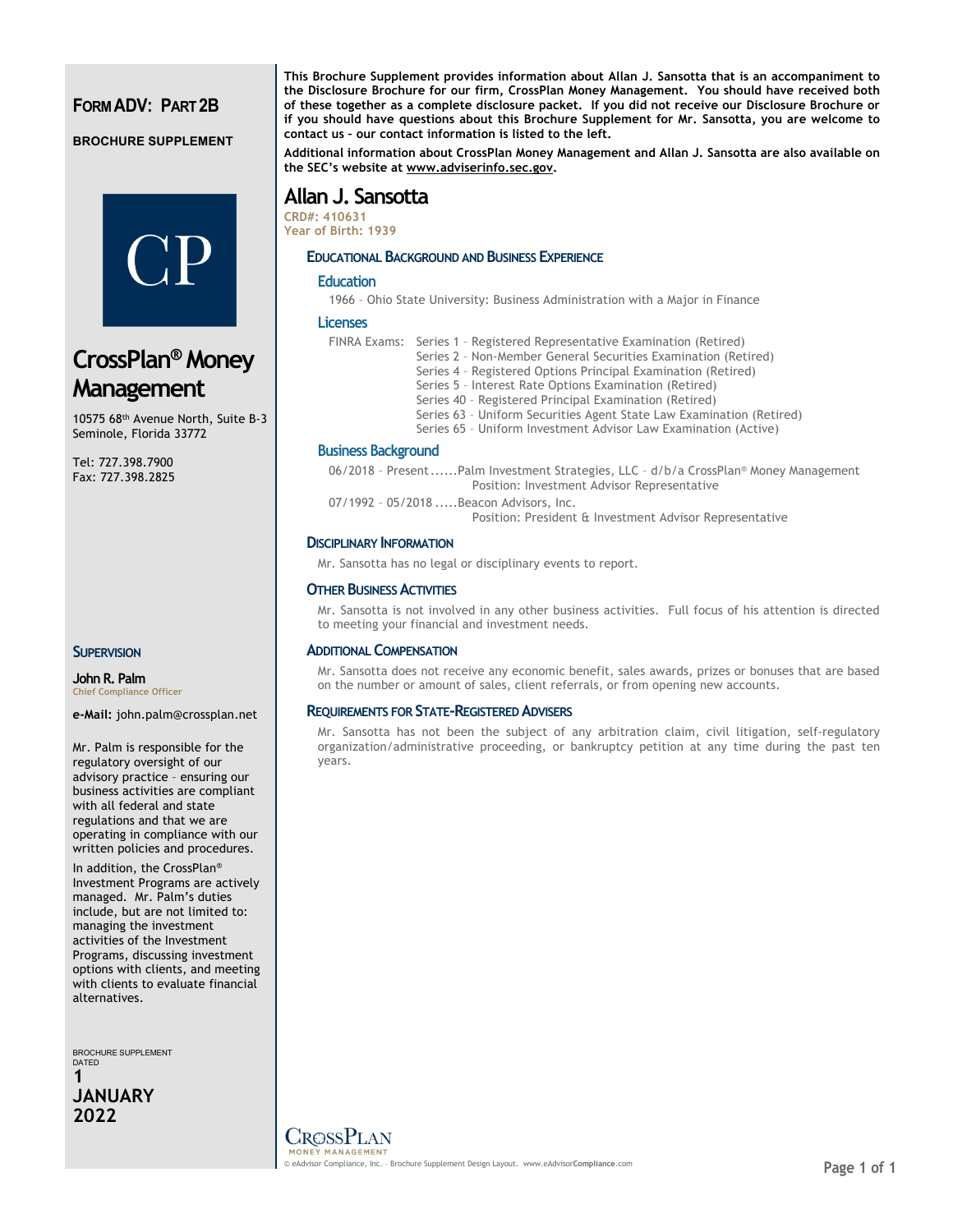# FORM ADV: PART 2B

**BROTHER SUPPLEMENT**

CP

## CrossPlan® Money Management

10575 68th Avenue North, Suite B-3
Seminole, Florida 33772

Tel: 727.398.7900
Fax: 727.398.2825

**This Brochure Supplement provides information about Allan J. Sansotta that is an accompaniment to the Disclosure Brochure for our firm, CrossPlan Money Management. You should have received both of these together as a complete disclosure packet. If you did not receive our Disclosure Brochure or if you should have questions about this Brochure Supplement for Mr. Sansotta, you are welcome to contact us – our contact information is listed to the left.**

**Additional information about CrossPlan Money Management and Allan J. Sansotta are also available on the SEC's website at www.adviserinfo.sec.gov.**

# Allan J. Sansotta

**CRD#: 410631**
**Year of Birth: 1939**

## EDUCATIONAL BACKGROUND AND BUSINESS EXPERIENCE

### Education

1966 – Ohio State University: Business Administration with a Major in Finance

### Licenses

FINRA Exams:
- Series 1 – Registered Representative Examination (Retired)
- Series 2 – Non-Member General Securities Examination (Retired)
- Series 4 – Registered Options Principal Examination (Retired)
- Series 5 – Interest Rate Options Examination (Retired)
- Series 40 – Registered Principal Examination (Retired)
- Series 63 – Uniform Securities Agent State Law Examination (Retired)
- Series 65 – Uniform Investment Advisor Law Examination (Active)

### Business Background

06/2018 – Present......Palm Investment Strategies, LLC – d/b/a CrossPlan® Money Management
Position: Investment Advisor Representative

07/1992 – 05/2018.....Beacon Advisors, Inc.
Position: President & Investment Advisor Representative

## DISCIPLINARY INFORMATION

Mr. Sansotta has no legal or disciplinary events to report.

## OTHER BUSINESS ACTIVITIES

Mr. Sansotta is not involved in any other business activities. Full focus of his attention is directed to meeting your financial and investment needs.

## ADDITIONAL COMPENSATION

Mr. Sansotta does not receive any economic benefit, sales awards, prizes or bonuses that are based on the number or amount of sales, client referrals, or from opening new accounts.

## REQUIREMENTS FOR STATE-REGISTERED ADVISERS

Mr. Sansotta has not been the subject of any arbitration claim, civil litigation, self-regulatory organization/administrative proceeding, or bankruptcy petition at any time during the past ten years.

## SUPERVISION

**John R. Palm**
Chief Compliance Officer

**e-Mail:** john.palm@crossplan.net

Mr. Palm is responsible for the regulatory oversight of our advisory practice – ensuring our business activities are compliant with all federal and state regulations and that we are operating in compliance with our written policies and procedures.

In addition, the CrossPlan® Investment Programs are actively managed. Mr. Palm's duties include, but are not limited to: managing the investment activities of the Investment Programs, discussing investment options with clients, and meeting with clients to evaluate financial alternatives.

BROCHURE SUPPLEMENT DATED
**1 JANUARY 2022**

CROSSPLAN MONEY MANAGEMENT

© eAdvisor Compliance, Inc. - Brochure Supplement Design Layout. www.eAdvisorCompliance.com